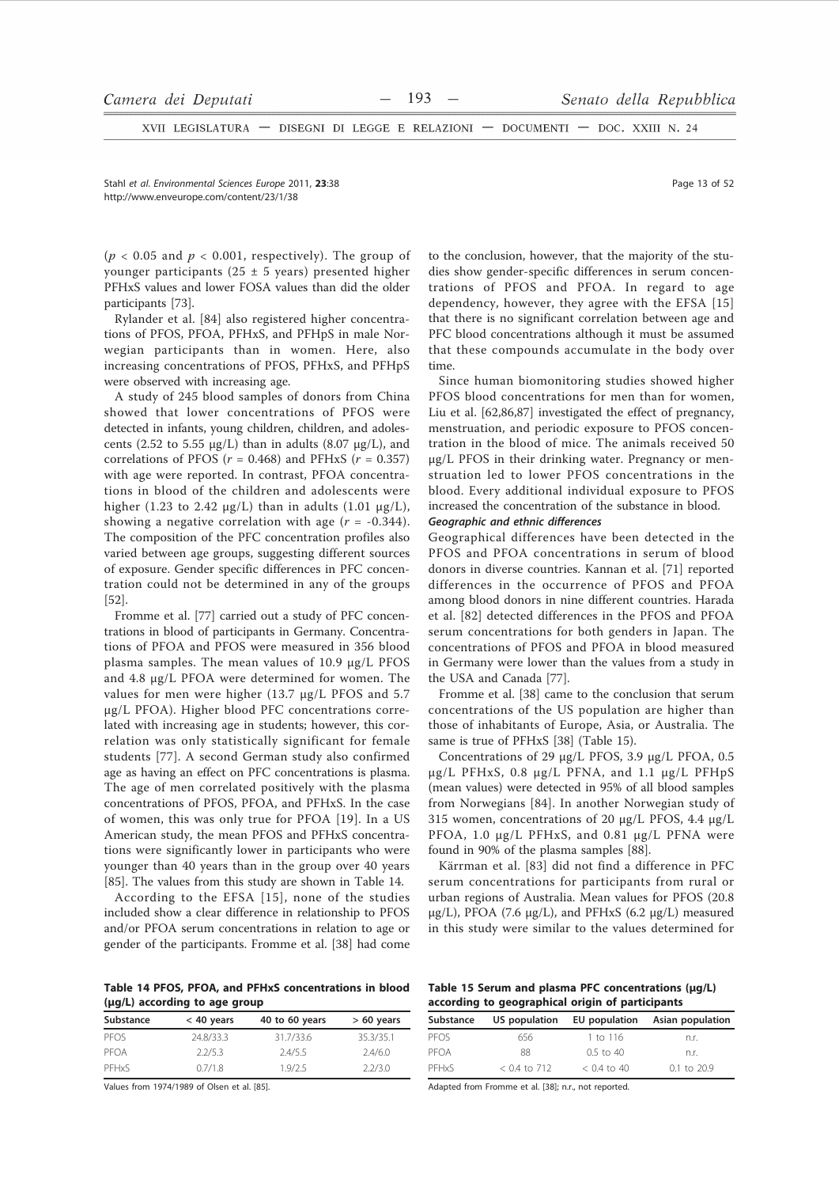($p < 0.05$ and $p < 0.001$, respectively). The group of younger participants (25 ± 5 years) presented higher PFHxS values and lower FOSA values than did the older participants [73].

Rylander et al. [84] also registered higher concentrations of PFOS, PFOA, PFHxS, and PFHpS in male Norwegian participants than in women. Here, also increasing concentrations of PFOS, PFHxS, and PFHpS were observed with increasing age.

A study of 245 blood samples of donors from China showed that lower concentrations of PFOS were detected in infants, young children, children, and adolescents (2.52 to 5.55 µg/L) than in adults (8.07 µg/L), and correlations of PFOS ($r = 0.468$) and PFHxS ($r = 0.357$) with age were reported. In contrast, PFOA concentrations in blood of the children and adolescents were higher (1.23 to 2.42 µg/L) than in adults (1.01 µg/L), showing a negative correlation with age ($r = -0.344$). The composition of the PFC concentration profiles also varied between age groups, suggesting different sources of exposure. Gender specific differences in PFC concentration could not be determined in any of the groups [52].

Fromme et al. [77] carried out a study of PFC concentrations in blood of participants in Germany. Concentrations of PFOA and PFOS were measured in 356 blood plasma samples. The mean values of 10.9 µg/L PFOS and 4.8 µg/L PFOA were determined for women. The values for men were higher (13.7 µg/L PFOS and 5.7 µg/L PFOA). Higher blood PFC concentrations correlated with increasing age in students; however, this correlation was only statistically significant for female students [77]. A second German study also confirmed age as having an effect on PFC concentrations is plasma. The age of men correlated positively with the plasma concentrations of PFOS, PFOA, and PFHxS. In the case of women, this was only true for PFOA [19]. In a US American study, the mean PFOS and PFHxS concentrations were significantly lower in participants who were younger than 40 years than in the group over 40 years [85]. The values from this study are shown in Table 14.

According to the EFSA [15], none of the studies included show a clear difference in relationship to PFOS and/or PFOA serum concentrations in relation to age or gender of the participants. Fromme et al. [38] had come to the conclusion, however, that the majority of the studies show gender-specific differences in serum concentrations of PFOS and PFOA. In regard to age dependency, however, they agree with the EFSA [15] that there is no significant correlation between age and PFC blood concentrations although it must be assumed that these compounds accumulate in the body over time.

Since human biomonitoring studies showed higher PFOS blood concentrations for men than for women, Liu et al. [62,86,87] investigated the effect of pregnancy, menstruation, and periodic exposure to PFOS concentration in the blood of mice. The animals received 50 µg/L PFOS in their drinking water. Pregnancy or menstruation led to lower PFOS concentrations in the blood. Every additional individual exposure to PFOS increased the concentration of the substance in blood.

***Geographic and ethnic differences***

Geographical differences have been detected in the PFOS and PFOA concentrations in serum of blood donors in diverse countries. Kannan et al. [71] reported differences in the occurrence of PFOS and PFOA among blood donors in nine different countries. Harada et al. [82] detected differences in the PFOS and PFOA serum concentrations for both genders in Japan. The concentrations of PFOS and PFOA in blood measured in Germany were lower than the values from a study in the USA and Canada [77].

Fromme et al. [38] came to the conclusion that serum concentrations of the US population are higher than those of inhabitants of Europe, Asia, or Australia. The same is true of PFHxS [38] (Table 15).

Concentrations of 29 µg/L PFOS, 3.9 µg/L PFOA, 0.5 µg/L PFHxS, 0.8 µg/L PFNA, and 1.1 µg/L PFHpS (mean values) were detected in 95% of all blood samples from Norwegians [84]. In another Norwegian study of 315 women, concentrations of 20 µg/L PFOS, 4.4 µg/L PFOA, 1.0 µg/L PFHxS, and 0.81 µg/L PFNA were found in 90% of the plasma samples [88].

Kärrman et al. [83] did not find a difference in PFC serum concentrations for participants from rural or urban regions of Australia. Mean values for PFOS (20.8 µg/L), PFOA (7.6 µg/L), and PFHxS (6.2 µg/L) measured in this study were similar to the values determined for

**Table 14 PFOS, PFOA, and PFHxS concentrations in blood (µg/L) according to age group**

| Substance | < 40 years | 40 to 60 years | > 60 years |
|---|---|---|---|
| PFOS | 24.8/33.3 | 31.7/33.6 | 35.3/35.1 |
| PFOA | 2.2/5.3 | 2.4/5.5 | 2.4/6.0 |
| PFHxS | 0.7/1.8 | 1.9/2.5 | 2.2/3.0 |

Values from 1974/1989 of Olsen et al. [85].

**Table 15 Serum and plasma PFC concentrations (µg/L) according to geographical origin of participants**

| Substance | US population | EU population | Asian population |
|---|---|---|---|
| PFOS | 656 | 1 to 116 | n.r. |
| PFOA | 88 | 0.5 to 40 | n.r. |
| PFHxS | < 0.4 to 712 | < 0.4 to 40 | 0.1 to 20.9 |

Adapted from Fromme et al. [38]; n.r., not reported.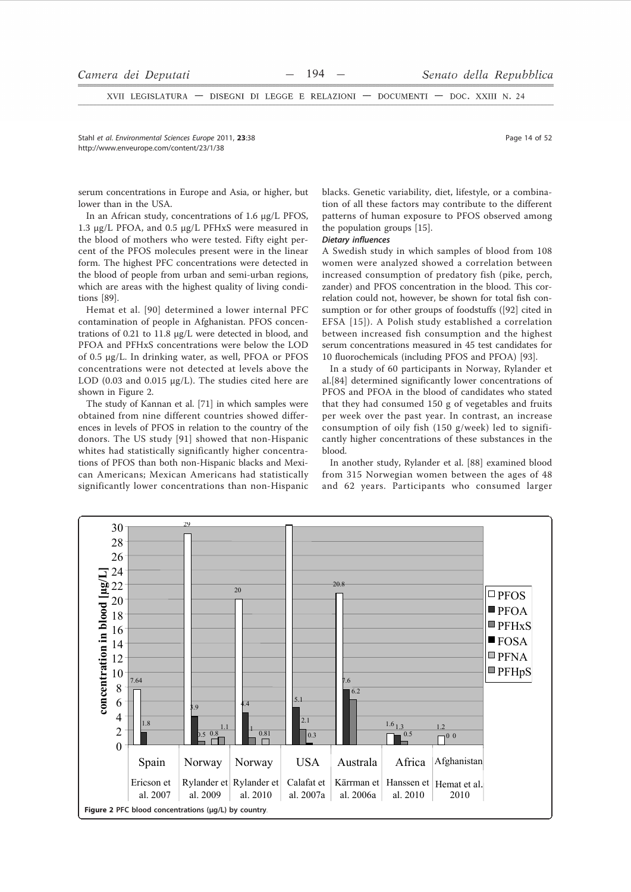serum concentrations in Europe and Asia, or higher, but lower than in the USA.

In an African study, concentrations of 1.6 µg/L PFOS, 1.3 µg/L PFOA, and 0.5 µg/L PFHxS were measured in the blood of mothers who were tested. Fifty eight percent of the PFOS molecules present were in the linear form. The highest PFC concentrations were detected in the blood of people from urban and semi-urban regions, which are areas with the highest quality of living conditions [89].

Hemat et al. [90] determined a lower internal PFC contamination of people in Afghanistan. PFOS concentrations of 0.21 to 11.8 µg/L were detected in blood, and PFOA and PFHxS concentrations were below the LOD of 0.5 µg/L. In drinking water, as well, PFOA or PFOS concentrations were not detected at levels above the LOD (0.03 and 0.015 µg/L). The studies cited here are shown in Figure 2.

The study of Kannan et al. [71] in which samples were obtained from nine different countries showed differences in levels of PFOS in relation to the country of the donors. The US study [91] showed that non-Hispanic whites had statistically significantly higher concentrations of PFOS than both non-Hispanic blacks and Mexican Americans; Mexican Americans had statistically significantly lower concentrations than non-Hispanic blacks. Genetic variability, diet, lifestyle, or a combination of all these factors may contribute to the different patterns of human exposure to PFOS observed among the population groups [15].

***Dietary influences***

A Swedish study in which samples of blood from 108 women were analyzed showed a correlation between increased consumption of predatory fish (pike, perch, zander) and PFOS concentration in the blood. This correlation could not, however, be shown for total fish consumption or for other groups of foodstuffs ([92] cited in EFSA [15]). A Polish study established a correlation between increased fish consumption and the highest serum concentrations measured in 45 test candidates for 10 fluorochemicals (including PFOS and PFOA) [93].

In a study of 60 participants in Norway, Rylander et al.[84] determined significantly lower concentrations of PFOS and PFOA in the blood of candidates who stated that they had consumed 150 g of vegetables and fruits per week over the past year. In contrast, an increase consumption of oily fish (150 g/week) led to significantly higher concentrations of these substances in the blood.

In another study, Rylander et al. [88] examined blood from 315 Norwegian women between the ages of 48 and 62 years. Participants who consumed larger

| | PFOS | PFOA | PFHxS | FOSA | PFNA | PFHpS |
|---|---|---|---|---|---|---|
| Spain – Ericson et al. 2007 | 7.64 | 1.8 | | | | |
| Norway – Rylander et al. 2009 | 29 | 3.9 | 0.5 | | 0.8 | 1.1 |
| Norway – Rylander et al. 2010 | 20 | 4.4 | 1 | | 0.81 | |
| USA – Calafat et al. 2007a | 30 | 5.1 | 2.1 | 0.3 | | |
| Australa – Kärrman et al. 2006a | 20.8 | 7.6 | 6.2 | | | |
| Africa – Hanssen et al. 2010 | 1.6 | 1.3 | 0.5 | | | |
| Afghanistan – Hemat et al. 2010 | 1.2 | 0 | 0 | | | |

**Figure 2 PFC blood concentrations (µg/L) by country.**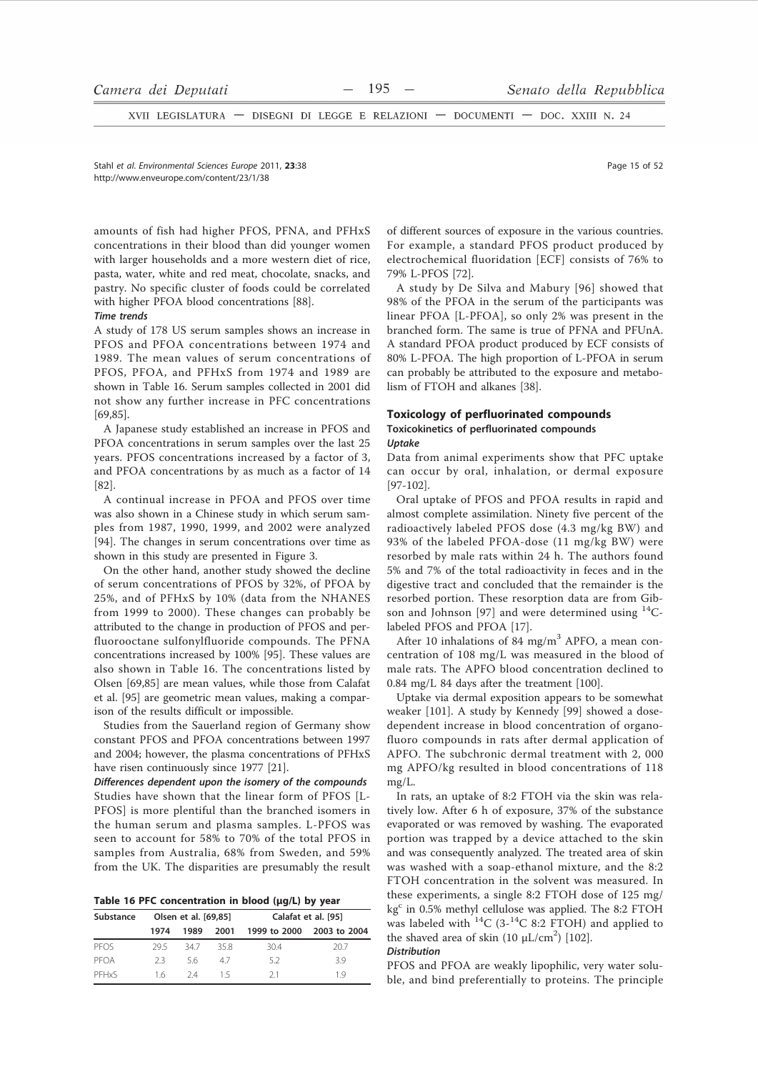amounts of fish had higher PFOS, PFNA, and PFHxS concentrations in their blood than did younger women with larger households and a more western diet of rice, pasta, water, white and red meat, chocolate, snacks, and pastry. No specific cluster of foods could be correlated with higher PFOA blood concentrations [88].

***Time trends***

A study of 178 US serum samples shows an increase in PFOS and PFOA concentrations between 1974 and 1989. The mean values of serum concentrations of PFOS, PFOA, and PFHxS from 1974 and 1989 are shown in Table 16. Serum samples collected in 2001 did not show any further increase in PFC concentrations [69,85].

A Japanese study established an increase in PFOS and PFOA concentrations in serum samples over the last 25 years. PFOS concentrations increased by a factor of 3, and PFOA concentrations by as much as a factor of 14 [82].

A continual increase in PFOA and PFOS over time was also shown in a Chinese study in which serum samples from 1987, 1990, 1999, and 2002 were analyzed [94]. The changes in serum concentrations over time as shown in this study are presented in Figure 3.

On the other hand, another study showed the decline of serum concentrations of PFOS by 32%, of PFOA by 25%, and of PFHxS by 10% (data from the NHANES from 1999 to 2000). These changes can probably be attributed to the change in production of PFOS and perfluorooctane sulfonylfluoride compounds. The PFNA concentrations increased by 100% [95]. These values are also shown in Table 16. The concentrations listed by Olsen [69,85] are mean values, while those from Calafat et al. [95] are geometric mean values, making a comparison of the results difficult or impossible.

Studies from the Sauerland region of Germany show constant PFOS and PFOA concentrations between 1997 and 2004; however, the plasma concentrations of PFHxS have risen continuously since 1977 [21].

***Differences dependent upon the isomery of the compounds***

Studies have shown that the linear form of PFOS [L-PFOS] is more plentiful than the branched isomers in the human serum and plasma samples. L-PFOS was seen to account for 58% to 70% of the total PFOS in samples from Australia, 68% from Sweden, and 59% from the UK. The disparities are presumably the result of different sources of exposure in the various countries. For example, a standard PFOS product produced by electrochemical fluoridation [ECF] consists of 76% to 79% L-PFOS [72].

A study by De Silva and Mabury [96] showed that 98% of the PFOA in the serum of the participants was linear PFOA [L-PFOA], so only 2% was present in the branched form. The same is true of PFNA and PFUnA. A standard PFOA product produced by ECF consists of 80% L-PFOA. The high proportion of L-PFOA in serum can probably be attributed to the exposure and metabolism of FTOH and alkanes [38].

**Table 16 PFC concentration in blood (μg/L) by year**

| Substance | Olsen et al. [69,85] | | | Calafat et al. [95] | |
|---|---|---|---|---|---|
| | 1974 | 1989 | 2001 | 1999 to 2000 | 2003 to 2004 |
| PFOS | 29.5 | 34.7 | 35.8 | 30.4 | 20.7 |
| PFOA | 2.3 | 5.6 | 4.7 | 5.2 | 3.9 |
| PFHxS | 1.6 | 2.4 | 1.5 | 2.1 | 1.9 |

## Toxicology of perfluorinated compounds

### Toxicokinetics of perfluorinated compounds

***Uptake***

Data from animal experiments show that PFC uptake can occur by oral, inhalation, or dermal exposure [97-102].

Oral uptake of PFOS and PFOA results in rapid and almost complete assimilation. Ninety five percent of the radioactively labeled PFOS dose (4.3 mg/kg BW) and 93% of the labeled PFOA-dose (11 mg/kg BW) were resorbed by male rats within 24 h. The authors found 5% and 7% of the total radioactivity in feces and in the digestive tract and concluded that the remainder is the resorbed portion. These resorption data are from Gibson and Johnson [97] and were determined using $^{14}C$-labeled PFOS and PFOA [17].

After 10 inhalations of 84 mg/m$^3$ APFO, a mean concentration of 108 mg/L was measured in the blood of male rats. The APFO blood concentration declined to 0.84 mg/L 84 days after the treatment [100].

Uptake via dermal exposition appears to be somewhat weaker [101]. A study by Kennedy [99] showed a dose-dependent increase in blood concentration of organofluoro compounds in rats after dermal application of APFO. The subchronic dermal treatment with 2, 000 mg APFO/kg resulted in blood concentrations of 118 mg/L.

In rats, an uptake of 8:2 FTOH via the skin was relatively low. After 6 h of exposure, 37% of the substance evaporated or was removed by washing. The evaporated portion was trapped by a device attached to the skin and was consequently analyzed. The treated area of skin was washed with a soap-ethanol mixture, and the 8:2 FTOH concentration in the solvent was measured. In these experiments, a single 8:2 FTOH dose of 125 mg/kg[c] in 0.5% methyl cellulose was applied. The 8:2 FTOH was labeled with $^{14}C$ (3-$^{14}C$ 8:2 FTOH) and applied to the shaved area of skin (10 μL/cm$^2$) [102].

***Distribution***

PFOS and PFOA are weakly lipophilic, very water soluble, and bind preferentially to proteins. The principle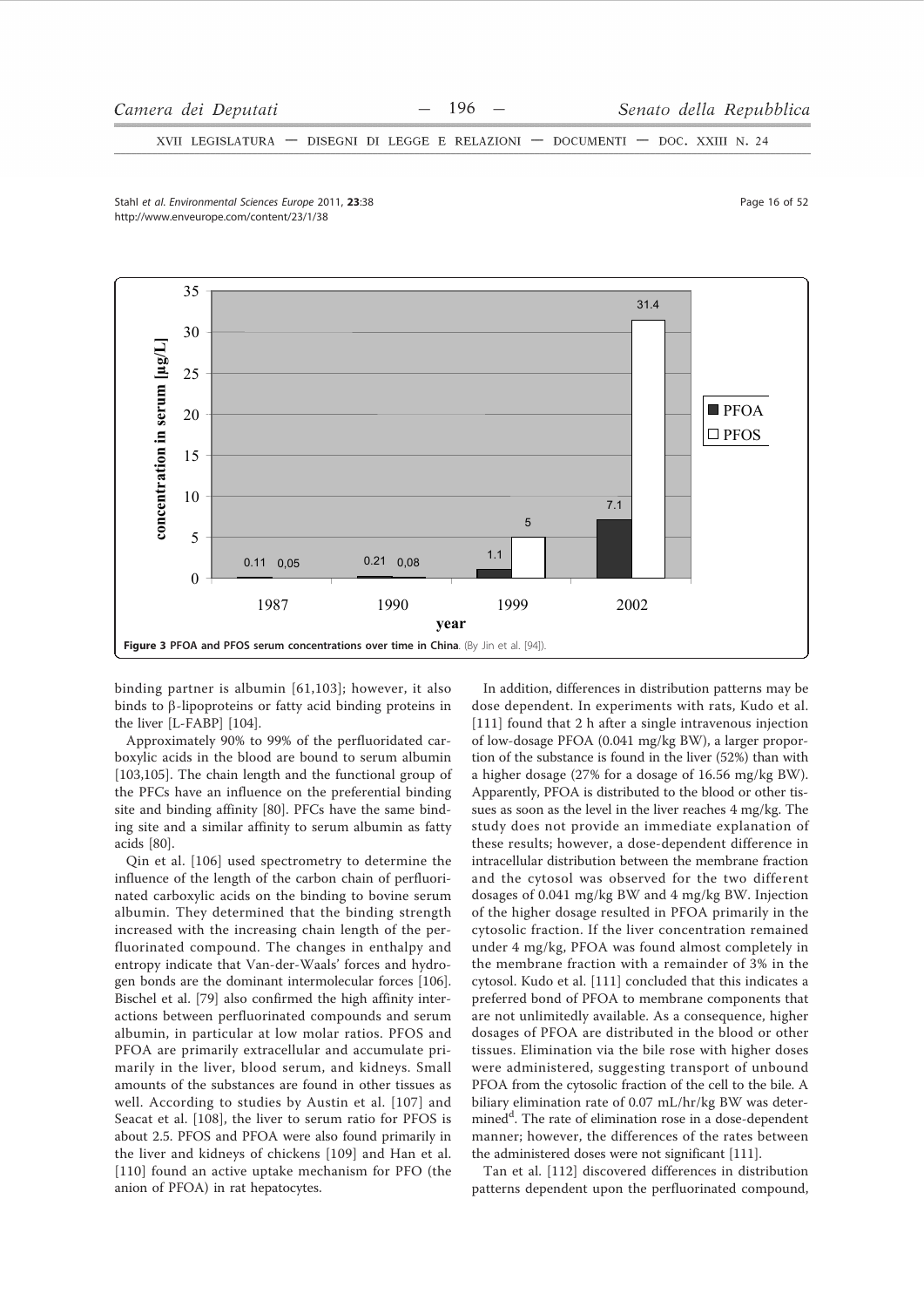**Figure 3 PFOA and PFOS serum concentrations over time in China**. (By Jin et al. [94]).

binding partner is albumin [61,103]; however, it also binds to β-lipoproteins or fatty acid binding proteins in the liver [L-FABP] [104].

Approximately 90% to 99% of the perfluoridated carboxylic acids in the blood are bound to serum albumin [103,105]. The chain length and the functional group of the PFCs have an influence on the preferential binding site and binding affinity [80]. PFCs have the same binding site and a similar affinity to serum albumin as fatty acids [80].

Qin et al. [106] used spectrometry to determine the influence of the length of the carbon chain of perfluorinated carboxylic acids on the binding to bovine serum albumin. They determined that the binding strength increased with the increasing chain length of the perfluorinated compound. The changes in enthalpy and entropy indicate that Van-der-Waals' forces and hydrogen bonds are the dominant intermolecular forces [106]. Bischel et al. [79] also confirmed the high affinity interactions between perfluorinated compounds and serum albumin, in particular at low molar ratios. PFOS and PFOA are primarily extracellular and accumulate primarily in the liver, blood serum, and kidneys. Small amounts of the substances are found in other tissues as well. According to studies by Austin et al. [107] and Seacat et al. [108], the liver to serum ratio for PFOS is about 2.5. PFOS and PFOA were also found primarily in the liver and kidneys of chickens [109] and Han et al. [110] found an active uptake mechanism for PFO (the anion of PFOA) in rat hepatocytes.

In addition, differences in distribution patterns may be dose dependent. In experiments with rats, Kudo et al. [111] found that 2 h after a single intravenous injection of low-dosage PFOA (0.041 mg/kg BW), a larger proportion of the substance is found in the liver (52%) than with a higher dosage (27% for a dosage of 16.56 mg/kg BW). Apparently, PFOA is distributed to the blood or other tissues as soon as the level in the liver reaches 4 mg/kg. The study does not provide an immediate explanation of these results; however, a dose-dependent difference in intracellular distribution between the membrane fraction and the cytosol was observed for the two different dosages of 0.041 mg/kg BW and 4 mg/kg BW. Injection of the higher dosage resulted in PFOA primarily in the cytosolic fraction. If the liver concentration remained under 4 mg/kg, PFOA was found almost completely in the membrane fraction with a remainder of 3% in the cytosol. Kudo et al. [111] concluded that this indicates a preferred bond of PFOA to membrane components that are not unlimitedly available. As a consequence, higher dosages of PFOA are distributed in the blood or other tissues. Elimination via the bile rose with higher doses were administered, suggesting transport of unbound PFOA from the cytosolic fraction of the cell to the bile. A biliary elimination rate of 0.07 mL/hr/kg BW was determined[d]. The rate of elimination rose in a dose-dependent manner; however, the differences of the rates between the administered doses were not significant [111].

Tan et al. [112] discovered differences in distribution patterns dependent upon the perfluorinated compound,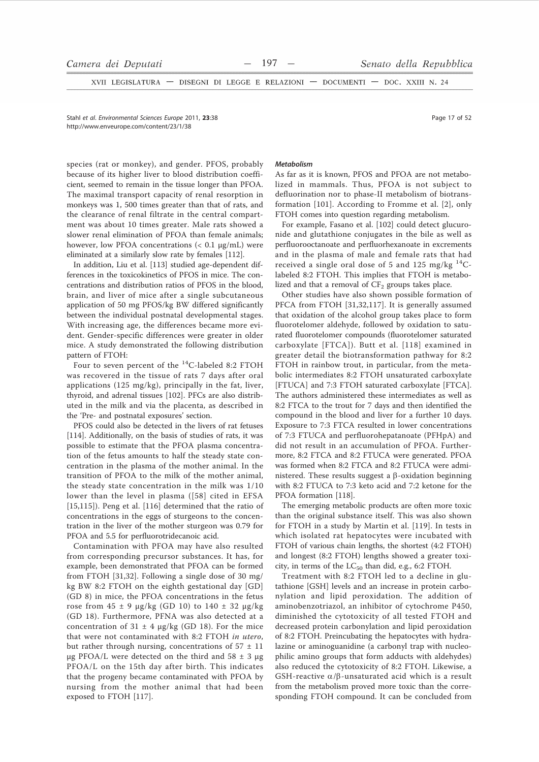species (rat or monkey), and gender. PFOS, probably because of its higher liver to blood distribution coefficient, seemed to remain in the tissue longer than PFOA. The maximal transport capacity of renal resorption in monkeys was 1, 500 times greater than that of rats, and the clearance of renal filtrate in the central compartment was about 10 times greater. Male rats showed a slower renal elimination of PFOA than female animals; however, low PFOA concentrations (< 0.1 μg/mL) were eliminated at a similarly slow rate by females [112].

In addition, Liu et al. [113] studied age-dependent differences in the toxicokinetics of PFOS in mice. The concentrations and distribution ratios of PFOS in the blood, brain, and liver of mice after a single subcutaneous application of 50 mg PFOS/kg BW differed significantly between the individual postnatal developmental stages. With increasing age, the differences became more evident. Gender-specific differences were greater in older mice. A study demonstrated the following distribution pattern of FTOH:

Four to seven percent of the $^{14}$C-labeled 8:2 FTOH was recovered in the tissue of rats 7 days after oral applications (125 mg/kg), principally in the fat, liver, thyroid, and adrenal tissues [102]. PFCs are also distributed in the milk and via the placenta, as described in the 'Pre- and postnatal exposures' section.

PFOS could also be detected in the livers of rat fetuses [114]. Additionally, on the basis of studies of rats, it was possible to estimate that the PFOA plasma concentration of the fetus amounts to half the steady state concentration in the plasma of the mother animal. In the transition of PFOA to the milk of the mother animal, the steady state concentration in the milk was 1/10 lower than the level in plasma ([58] cited in EFSA [15,115]). Peng et al. [116] determined that the ratio of concentrations in the eggs of sturgeons to the concentration in the liver of the mother sturgeon was 0.79 for PFOA and 5.5 for perfluorotridecanoic acid.

Contamination with PFOA may have also resulted from corresponding precursor substances. It has, for example, been demonstrated that PFOA can be formed from FTOH [31,32]. Following a single dose of 30 mg/kg BW 8:2 FTOH on the eighth gestational day [GD] (GD 8) in mice, the PFOA concentrations in the fetus rose from 45 ± 9 μg/kg (GD 10) to 140 ± 32 μg/kg (GD 18). Furthermore, PFNA was also detected at a concentration of 31 ± 4 μg/kg (GD 18). For the mice that were not contaminated with 8:2 FTOH *in utero*, but rather through nursing, concentrations of 57 ± 11 μg PFOA/L were detected on the third and 58 ± 3 μg PFOA/L on the 15th day after birth. This indicates that the progeny became contaminated with PFOA by nursing from the mother animal that had been exposed to FTOH [117].

#### *Metabolism*

As far as it is known, PFOS and PFOA are not metabolized in mammals. Thus, PFOA is not subject to defluorination nor to phase-II metabolism of biotransformation [101]. According to Fromme et al. [2], only FTOH comes into question regarding metabolism.

For example, Fasano et al. [102] could detect glucuronide and glutathione conjugates in the bile as well as perfluorooctanoate and perfluorhexanoate in excrements and in the plasma of male and female rats that had received a single oral dose of 5 and 125 mg/kg $^{14}$C-labeled 8:2 FTOH. This implies that FTOH is metabolized and that a removal of $CF_2$ groups takes place.

Other studies have also shown possible formation of PFCA from FTOH [31,32,117]. It is generally assumed that oxidation of the alcohol group takes place to form fluorotelomer aldehyde, followed by oxidation to saturated fluorotelomer compounds (fluorotelomer saturated carboxylate [FTCA]). Butt et al. [118] examined in greater detail the biotransformation pathway for 8:2 FTOH in rainbow trout, in particular, from the metabolic intermediates 8:2 FTOH unsaturated carboxylate [FTUCA] and 7:3 FTOH saturated carboxylate [FTCA]. The authors administered these intermediates as well as 8:2 FTCA to the trout for 7 days and then identified the compound in the blood and liver for a further 10 days. Exposure to 7:3 FTCA resulted in lower concentrations of 7:3 FTUCA and perfluorohepatanoate (PFHpA) and did not result in an accumulation of PFOA. Furthermore, 8:2 FTCA and 8:2 FTUCA were generated. PFOA was formed when 8:2 FTCA and 8:2 FTUCA were administered. These results suggest a β-oxidation beginning with 8:2 FTUCA to 7:3 keto acid and 7:2 ketone for the PFOA formation [118].

The emerging metabolic products are often more toxic than the original substance itself. This was also shown for FTOH in a study by Martin et al. [119]. In tests in which isolated rat hepatocytes were incubated with FTOH of various chain lengths, the shortest (4:2 FTOH) and longest (8:2 FTOH) lengths showed a greater toxicity, in terms of the $LC_{50}$ than did, e.g., 6:2 FTOH.

Treatment with 8:2 FTOH led to a decline in glutathione [GSH] levels and an increase in protein carbonylation and lipid peroxidation. The addition of aminobenzotriazol, an inhibitor of cytochrome P450, diminished the cytotoxicity of all tested FTOH and decreased protein carbonylation and lipid peroxidation of 8:2 FTOH. Preincubating the hepatocytes with hydralazine or aminoguanidine (a carbonyl trap with nucleophilic amino groups that form adducts with aldehydes) also reduced the cytotoxicity of 8:2 FTOH. Likewise, a GSH-reactive α/β-unsaturated acid which is a result from the metabolism proved more toxic than the corresponding FTOH compound. It can be concluded from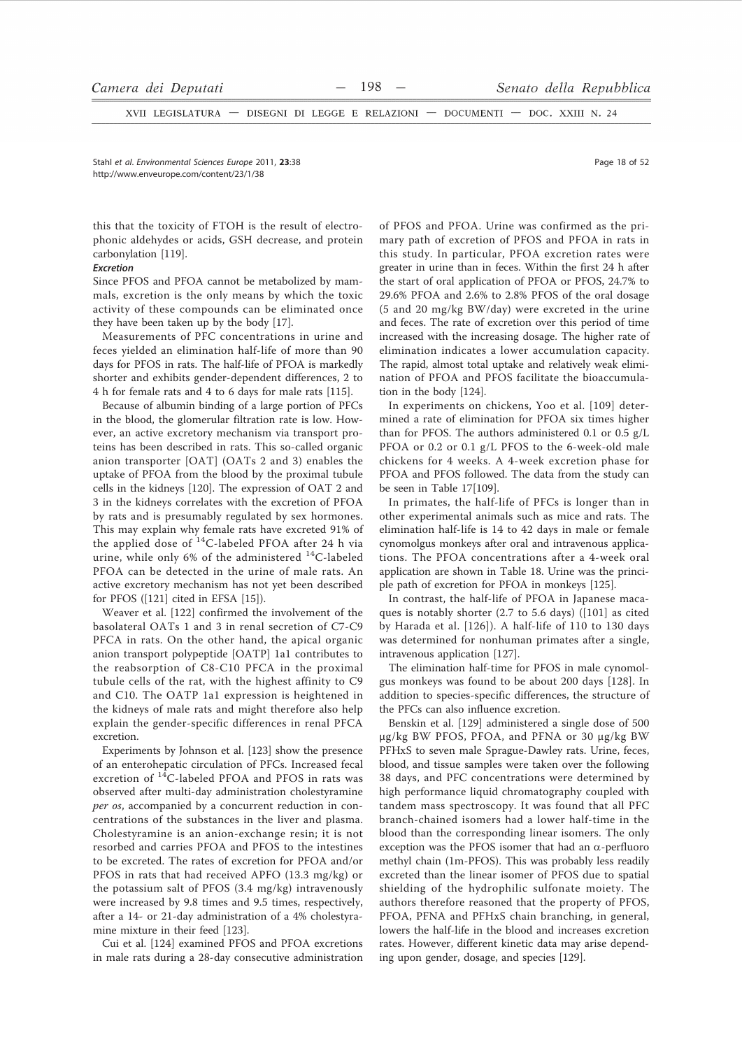this that the toxicity of FTOH is the result of electrophonic aldehydes or acids, GSH decrease, and protein carbonylation [119].

***Excretion***

Since PFOS and PFOA cannot be metabolized by mammals, excretion is the only means by which the toxic activity of these compounds can be eliminated once they have been taken up by the body [17].

Measurements of PFC concentrations in urine and feces yielded an elimination half-life of more than 90 days for PFOS in rats. The half-life of PFOA is markedly shorter and exhibits gender-dependent differences, 2 to 4 h for female rats and 4 to 6 days for male rats [115].

Because of albumin binding of a large portion of PFCs in the blood, the glomerular filtration rate is low. However, an active excretory mechanism via transport proteins has been described in rats. This so-called organic anion transporter [OAT] (OATs 2 and 3) enables the uptake of PFOA from the blood by the proximal tubule cells in the kidneys [120]. The expression of OAT 2 and 3 in the kidneys correlates with the excretion of PFOA by rats and is presumably regulated by sex hormones. This may explain why female rats have excreted 91% of the applied dose of $^{14}$C-labeled PFOA after 24 h via urine, while only 6% of the administered $^{14}$C-labeled PFOA can be detected in the urine of male rats. An active excretory mechanism has not yet been described for PFOS ([121] cited in EFSA [15]).

Weaver et al. [122] confirmed the involvement of the basolateral OATs 1 and 3 in renal secretion of C7-C9 PFCA in rats. On the other hand, the apical organic anion transport polypeptide [OATP] 1a1 contributes to the reabsorption of C8-C10 PFCA in the proximal tubule cells of the rat, with the highest affinity to C9 and C10. The OATP 1a1 expression is heightened in the kidneys of male rats and might therefore also help explain the gender-specific differences in renal PFCA excretion.

Experiments by Johnson et al. [123] show the presence of an enterohepatic circulation of PFCs. Increased fecal excretion of $^{14}$C-labeled PFOA and PFOS in rats was observed after multi-day administration cholestyramine *per os*, accompanied by a concurrent reduction in concentrations of the substances in the liver and plasma. Cholestyramine is an anion-exchange resin; it is not resorbed and carries PFOA and PFOS to the intestines to be excreted. The rates of excretion for PFOA and/or PFOS in rats that had received APFO (13.3 mg/kg) or the potassium salt of PFOS (3.4 mg/kg) intravenously were increased by 9.8 times and 9.5 times, respectively, after a 14- or 21-day administration of a 4% cholestyramine mixture in their feed [123].

Cui et al. [124] examined PFOS and PFOA excretions in male rats during a 28-day consecutive administration of PFOS and PFOA. Urine was confirmed as the primary path of excretion of PFOS and PFOA in rats in this study. In particular, PFOA excretion rates were greater in urine than in feces. Within the first 24 h after the start of oral application of PFOA or PFOS, 24.7% to 29.6% PFOA and 2.6% to 2.8% PFOS of the oral dosage (5 and 20 mg/kg BW/day) were excreted in the urine and feces. The rate of excretion over this period of time increased with the increasing dosage. The higher rate of elimination indicates a lower accumulation capacity. The rapid, almost total uptake and relatively weak elimination of PFOA and PFOS facilitate the bioaccumulation in the body [124].

In experiments on chickens, Yoo et al. [109] determined a rate of elimination for PFOA six times higher than for PFOS. The authors administered 0.1 or 0.5 g/L PFOA or 0.2 or 0.1 g/L PFOS to the 6-week-old male chickens for 4 weeks. A 4-week excretion phase for PFOA and PFOS followed. The data from the study can be seen in Table 17[109].

In primates, the half-life of PFCs is longer than in other experimental animals such as mice and rats. The elimination half-life is 14 to 42 days in male or female cynomolgus monkeys after oral and intravenous applications. The PFOA concentrations after a 4-week oral application are shown in Table 18. Urine was the principle path of excretion for PFOA in monkeys [125].

In contrast, the half-life of PFOA in Japanese macaques is notably shorter (2.7 to 5.6 days) ([101] as cited by Harada et al. [126]). A half-life of 110 to 130 days was determined for nonhuman primates after a single, intravenous application [127].

The elimination half-time for PFOS in male cynomolgus monkeys was found to be about 200 days [128]. In addition to species-specific differences, the structure of the PFCs can also influence excretion.

Benskin et al. [129] administered a single dose of 500 μg/kg BW PFOS, PFOA, and PFNA or 30 μg/kg BW PFHxS to seven male Sprague-Dawley rats. Urine, feces, blood, and tissue samples were taken over the following 38 days, and PFC concentrations were determined by high performance liquid chromatography coupled with tandem mass spectroscopy. It was found that all PFC branch-chained isomers had a lower half-time in the blood than the corresponding linear isomers. The only exception was the PFOS isomer that had an α-perfluoro methyl chain (1m-PFOS). This was probably less readily excreted than the linear isomer of PFOS due to spatial shielding of the hydrophilic sulfonate moiety. The authors therefore reasoned that the property of PFOS, PFOA, PFNA and PFHxS chain branching, in general, lowers the half-life in the blood and increases excretion rates. However, different kinetic data may arise depending upon gender, dosage, and species [129].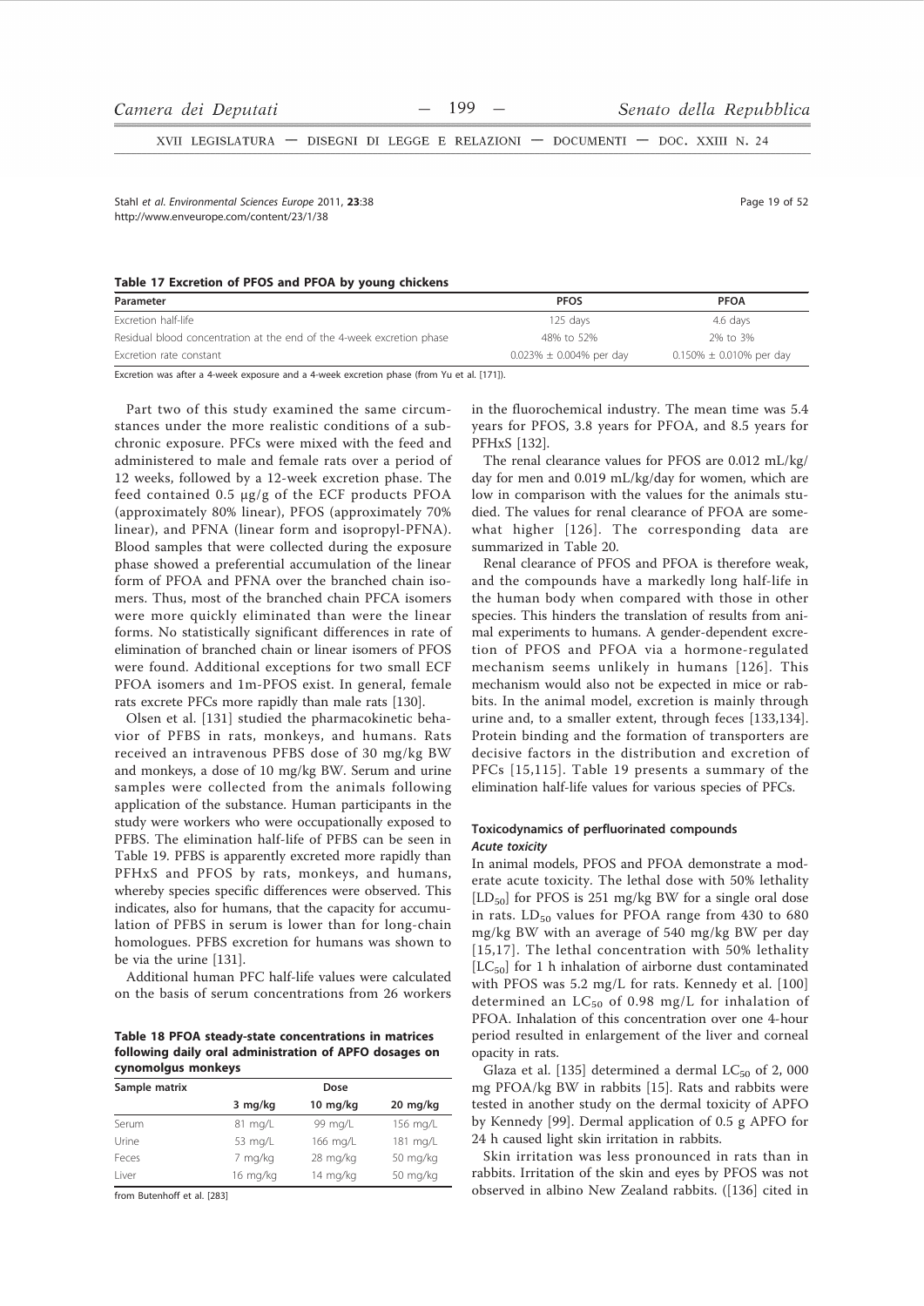**Table 17 Excretion of PFOS and PFOA by young chickens**

| Parameter | PFOS | PFOA |
|---|---|---|
| Excretion half-life | 125 days | 4.6 days |
| Residual blood concentration at the end of the 4-week excretion phase | 48% to 52% | 2% to 3% |
| Excretion rate constant | 0.023% ± 0.004% per day | 0.150% ± 0.010% per day |

Excretion was after a 4-week exposure and a 4-week excretion phase (from Yu et al. [171]).

Part two of this study examined the same circumstances under the more realistic conditions of a subchronic exposure. PFCs were mixed with the feed and administered to male and female rats over a period of 12 weeks, followed by a 12-week excretion phase. The feed contained 0.5 μg/g of the ECF products PFOA (approximately 80% linear), PFOS (approximately 70% linear), and PFNA (linear form and isopropyl-PFNA). Blood samples that were collected during the exposure phase showed a preferential accumulation of the linear form of PFOA and PFNA over the branched chain isomers. Thus, most of the branched chain PFCA isomers were more quickly eliminated than were the linear forms. No statistically significant differences in rate of elimination of branched chain or linear isomers of PFOS were found. Additional exceptions for two small ECF PFOA isomers and 1m-PFOS exist. In general, female rats excrete PFCs more rapidly than male rats [130].

Olsen et al. [131] studied the pharmacokinetic behavior of PFBS in rats, monkeys, and humans. Rats received an intravenous PFBS dose of 30 mg/kg BW and monkeys, a dose of 10 mg/kg BW. Serum and urine samples were collected from the animals following application of the substance. Human participants in the study were workers who were occupationally exposed to PFBS. The elimination half-life of PFBS can be seen in Table 19. PFBS is apparently excreted more rapidly than PFHxS and PFOS by rats, monkeys, and humans, whereby species specific differences were observed. This indicates, also for humans, that the capacity for accumulation of PFBS in serum is lower than for long-chain homologues. PFBS excretion for humans was shown to be via the urine [131].

Additional human PFC half-life values were calculated on the basis of serum concentrations from 26 workers in the fluorochemical industry. The mean time was 5.4 years for PFOS, 3.8 years for PFOA, and 8.5 years for PFHxS [132].

The renal clearance values for PFOS are 0.012 mL/kg/day for men and 0.019 mL/kg/day for women, which are low in comparison with the values for the animals studied. The values for renal clearance of PFOA are somewhat higher [126]. The corresponding data are summarized in Table 20.

Renal clearance of PFOS and PFOA is therefore weak, and the compounds have a markedly long half-life in the human body when compared with those in other species. This hinders the translation of results from animal experiments to humans. A gender-dependent excretion of PFOS and PFOA via a hormone-regulated mechanism seems unlikely in humans [126]. This mechanism would also not be expected in mice or rabbits. In the animal model, excretion is mainly through urine and, to a smaller extent, through feces [133,134]. Protein binding and the formation of transporters are decisive factors in the distribution and excretion of PFCs [15,115]. Table 19 presents a summary of the elimination half-life values for various species of PFCs.

**Table 18 PFOA steady-state concentrations in matrices following daily oral administration of APFO dosages on cynomolgus monkeys**

| Sample matrix | Dose | | |
|---|---|---|---|
| | 3 mg/kg | 10 mg/kg | 20 mg/kg |
| Serum | 81 mg/L | 99 mg/L | 156 mg/L |
| Urine | 53 mg/L | 166 mg/L | 181 mg/L |
| Feces | 7 mg/kg | 28 mg/kg | 50 mg/kg |
| Liver | 16 mg/kg | 14 mg/kg | 50 mg/kg |

from Butenhoff et al. [283]

## Toxicodynamics of perfluorinated compounds

### *Acute toxicity*

In animal models, PFOS and PFOA demonstrate a moderate acute toxicity. The lethal dose with 50% lethality [$LD_{50}$] for PFOS is 251 mg/kg BW for a single oral dose in rats. $LD_{50}$ values for PFOA range from 430 to 680 mg/kg BW with an average of 540 mg/kg BW per day [15,17]. The lethal concentration with 50% lethality [$LC_{50}$] for 1 h inhalation of airborne dust contaminated with PFOS was 5.2 mg/L for rats. Kennedy et al. [100] determined an $LC_{50}$ of 0.98 mg/L for inhalation of PFOA. Inhalation of this concentration over one 4-hour period resulted in enlargement of the liver and corneal opacity in rats.

Glaza et al. [135] determined a dermal $LC_{50}$ of 2, 000 mg PFOA/kg BW in rabbits [15]. Rats and rabbits were tested in another study on the dermal toxicity of APFO by Kennedy [99]. Dermal application of 0.5 g APFO for 24 h caused light skin irritation in rabbits.

Skin irritation was less pronounced in rats than in rabbits. Irritation of the skin and eyes by PFOS was not observed in albino New Zealand rabbits. ([136] cited in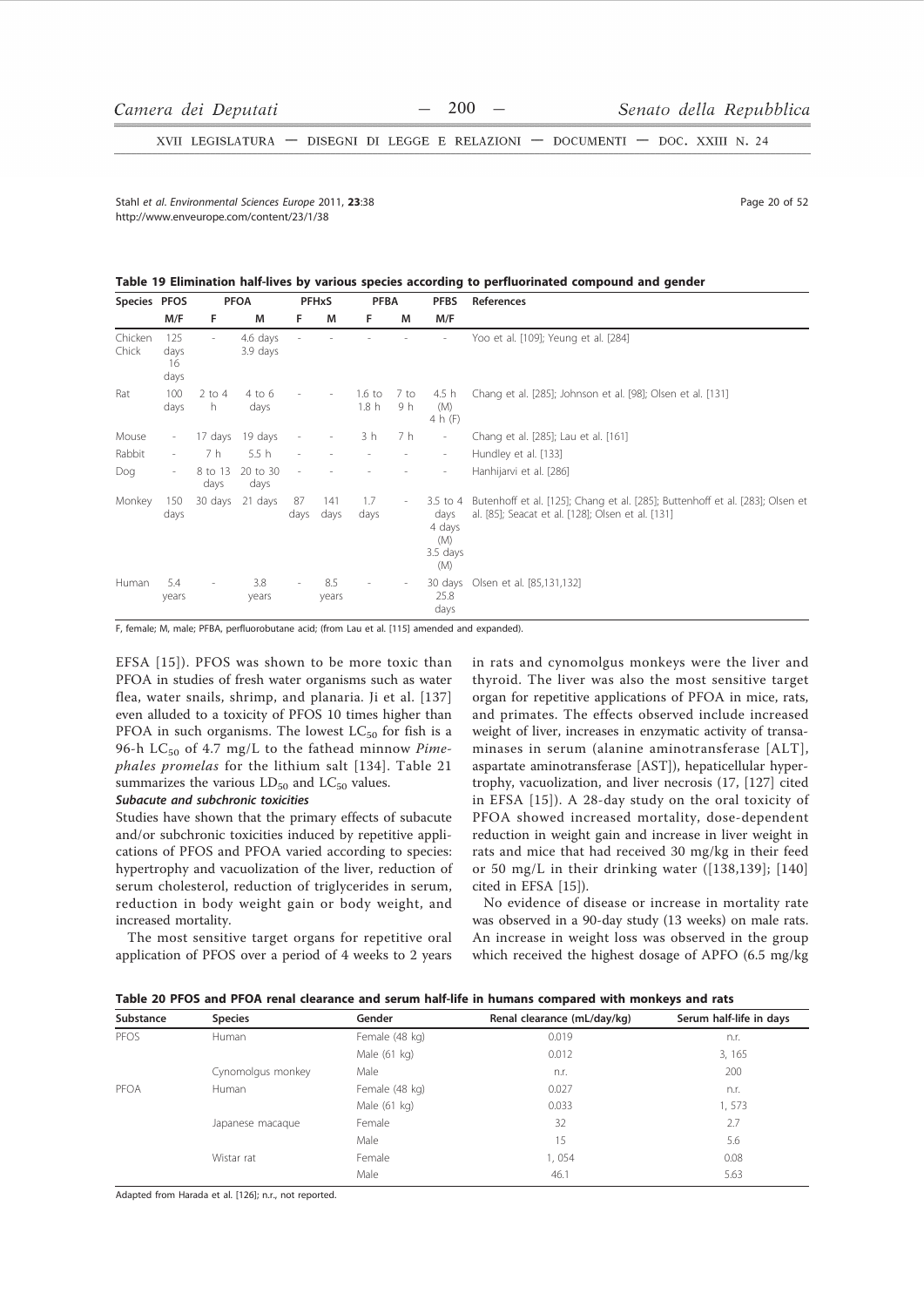**Table 19 Elimination half-lives by various species according to perfluorinated compound and gender**

| Species | PFOS | PFOA | | PFHxS | | PFBA | | PFBS | References |
|---|---|---|---|---|---|---|---|---|---|
| | M/F | F | M | F | M | F | M | M/F | |
| Chicken Chick | 125 days 16 days | - | 4.6 days 3.9 days | - | - | - | - | - | Yoo et al. [109]; Yeung et al. [284] |
| Rat | 100 days | 2 to 4 h | 4 to 6 days | - | - | 1.6 to 1.8 h | 7 to 9 h | 4.5 h (M) 4 h (F) | Chang et al. [285]; Johnson et al. [98]; Olsen et al. [131] |
| Mouse | - | 17 days | 19 days | - | - | 3 h | 7 h | - | Chang et al. [285]; Lau et al. [161] |
| Rabbit | - | 7 h | 5.5 h | - | - | - | - | - | Hundley et al. [133] |
| Dog | - | 8 to 13 days | 20 to 30 days | - | - | - | - | - | Hanhijarvi et al. [286] |
| Monkey | 150 days | 30 days | 21 days | 87 days | 141 days | 1.7 days | - | 3.5 to 4 days 4 days (M) 3.5 days (M) | Butenhoff et al. [125]; Chang et al. [285]; Buttenhoff et al. [283]; Olsen et al. [85]; Seacat et al. [128]; Olsen et al. [131] |
| Human | 5.4 years | - | 3.8 years | - | 8.5 years | - | - | 30 days 25.8 days | Olsen et al. [85,131,132] |

F, female; M, male; PFBA, perfluorobutane acid; (from Lau et al. [115] amended and expanded).

EFSA [15]). PFOS was shown to be more toxic than PFOA in studies of fresh water organisms such as water flea, water snails, shrimp, and planaria. Ji et al. [137] even alluded to a toxicity of PFOS 10 times higher than PFOA in such organisms. The lowest $LC_{50}$ for fish is a 96-h $LC_{50}$ of 4.7 mg/L to the fathead minnow *Pimephales promelas* for the lithium salt [134]. Table 21 summarizes the various $LD_{50}$ and $LC_{50}$ values.

***Subacute and subchronic toxicities***

Studies have shown that the primary effects of subacute and/or subchronic toxicities induced by repetitive applications of PFOS and PFOA varied according to species: hypertrophy and vacuolization of the liver, reduction of serum cholesterol, reduction of triglycerides in serum, reduction in body weight gain or body weight, and increased mortality.

The most sensitive target organs for repetitive oral application of PFOS over a period of 4 weeks to 2 years in rats and cynomolgus monkeys were the liver and thyroid. The liver was also the most sensitive target organ for repetitive applications of PFOA in mice, rats, and primates. The effects observed include increased weight of liver, increases in enzymatic activity of transaminases in serum (alanine aminotransferase [ALT], aspartate aminotransferase [AST]), hepaticellular hypertrophy, vacuolization, and liver necrosis (17, [127] cited in EFSA [15]). A 28-day study on the oral toxicity of PFOA showed increased mortality, dose-dependent reduction in weight gain and increase in liver weight in rats and mice that had received 30 mg/kg in their feed or 50 mg/L in their drinking water ([138,139]; [140] cited in EFSA [15]).

No evidence of disease or increase in mortality rate was observed in a 90-day study (13 weeks) on male rats. An increase in weight loss was observed in the group which received the highest dosage of APFO (6.5 mg/kg

**Table 20 PFOS and PFOA renal clearance and serum half-life in humans compared with monkeys and rats**

| Substance | Species | Gender | Renal clearance (mL/day/kg) | Serum half-life in days |
|---|---|---|---|---|
| PFOS | Human | Female (48 kg) | 0.019 | n.r. |
| | | Male (61 kg) | 0.012 | 3, 165 |
| | Cynomolgus monkey | Male | n.r. | 200 |
| PFOA | Human | Female (48 kg) | 0.027 | n.r. |
| | | Male (61 kg) | 0.033 | 1, 573 |
| | Japanese macaque | Female | 32 | 2.7 |
| | | Male | 15 | 5.6 |
| | Wistar rat | Female | 1, 054 | 0.08 |
| | | Male | 46.1 | 5.63 |

Adapted from Harada et al. [126]; n.r., not reported.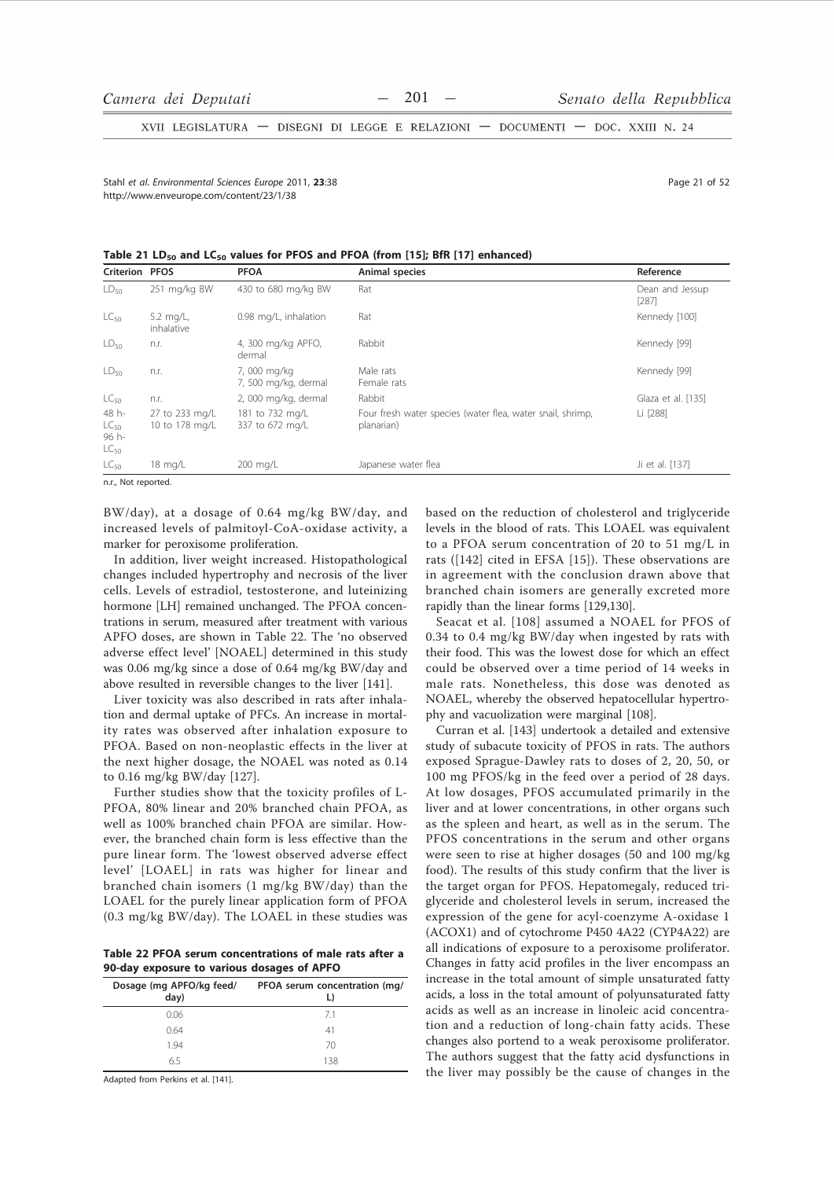**Table 21 $LD_{50}$ and $LC_{50}$ values for PFOS and PFOA (from [15]; BfR [17] enhanced)**

| Criterion | PFOS | PFOA | Animal species | Reference |
|---|---|---|---|---|
| $LD_{50}$ | 251 mg/kg BW | 430 to 680 mg/kg BW | Rat | Dean and Jessup [287] |
| $LC_{50}$ | 5.2 mg/L, inhalative | 0.98 mg/L, inhalation | Rat | Kennedy [100] |
| $LD_{50}$ | n.r. | 4, 300 mg/kg APFO, dermal | Rabbit | Kennedy [99] |
| $LD_{50}$ | n.r. | 7, 000 mg/kg<br>7, 500 mg/kg, dermal | Male rats<br>Female rats | Kennedy [99] |
| $LC_{50}$ | n.r. | 2, 000 mg/kg, dermal | Rabbit | Glaza et al. [135] |
| 48 h-$LC_{50}$<br>96 h-$LC_{50}$ | 27 to 233 mg/L<br>10 to 178 mg/L | 181 to 732 mg/L<br>337 to 672 mg/L | Four fresh water species (water flea, water snail, shrimp, planarian) | Li [288] |
| $LC_{50}$ | 18 mg/L | 200 mg/L | Japanese water flea | Ji et al. [137] |

n.r., Not reported.

BW/day), at a dosage of 0.64 mg/kg BW/day, and increased levels of palmitoyl-CoA-oxidase activity, a marker for peroxisome proliferation.

In addition, liver weight increased. Histopathological changes included hypertrophy and necrosis of the liver cells. Levels of estradiol, testosterone, and luteinizing hormone [LH] remained unchanged. The PFOA concentrations in serum, measured after treatment with various APFO doses, are shown in Table 22. The 'no observed adverse effect level' [NOAEL] determined in this study was 0.06 mg/kg since a dose of 0.64 mg/kg BW/day and above resulted in reversible changes to the liver [141].

Liver toxicity was also described in rats after inhalation and dermal uptake of PFCs. An increase in mortality rates was observed after inhalation exposure to PFOA. Based on non-neoplastic effects in the liver at the next higher dosage, the NOAEL was noted as 0.14 to 0.16 mg/kg BW/day [127].

Further studies show that the toxicity profiles of L-PFOA, 80% linear and 20% branched chain PFOA, as well as 100% branched chain PFOA are similar. However, the branched chain form is less effective than the pure linear form. The 'lowest observed adverse effect level' [LOAEL] in rats was higher for linear and branched chain isomers (1 mg/kg BW/day) than the LOAEL for the purely linear application form of PFOA (0.3 mg/kg BW/day). The LOAEL in these studies was

**Table 22 PFOA serum concentrations of male rats after a 90-day exposure to various dosages of APFO**

| Dosage (mg APFO/kg feed/day) | PFOA serum concentration (mg/L) |
|---|---|
| 0.06 | 7.1 |
| 0.64 | 41 |
| 1.94 | 70 |
| 6.5 | 138 |

Adapted from Perkins et al. [141].

based on the reduction of cholesterol and triglyceride levels in the blood of rats. This LOAEL was equivalent to a PFOA serum concentration of 20 to 51 mg/L in rats ([142] cited in EFSA [15]). These observations are in agreement with the conclusion drawn above that branched chain isomers are generally excreted more rapidly than the linear forms [129,130].

Seacat et al. [108] assumed a NOAEL for PFOS of 0.34 to 0.4 mg/kg BW/day when ingested by rats with their food. This was the lowest dose for which an effect could be observed over a time period of 14 weeks in male rats. Nonetheless, this dose was denoted as NOAEL, whereby the observed hepatocellular hypertrophy and vacuolization were marginal [108].

Curran et al. [143] undertook a detailed and extensive study of subacute toxicity of PFOS in rats. The authors exposed Sprague-Dawley rats to doses of 2, 20, 50, or 100 mg PFOS/kg in the feed over a period of 28 days. At low dosages, PFOS accumulated primarily in the liver and at lower concentrations, in other organs such as the spleen and heart, as well as in the serum. The PFOS concentrations in the serum and other organs were seen to rise at higher dosages (50 and 100 mg/kg food). The results of this study confirm that the liver is the target organ for PFOS. Hepatomegaly, reduced triglyceride and cholesterol levels in serum, increased the expression of the gene for acyl-coenzyme A-oxidase 1 (ACOX1) and of cytochrome P450 4A22 (CYP4A22) are all indications of exposure to a peroxisome proliferator. Changes in fatty acid profiles in the liver encompass an increase in the total amount of simple unsaturated fatty acids, a loss in the total amount of polyunsaturated fatty acids as well as an increase in linoleic acid concentration and a reduction of long-chain fatty acids. These changes also portend to a weak peroxisome proliferator. The authors suggest that the fatty acid dysfunctions in the liver may possibly be the cause of changes in the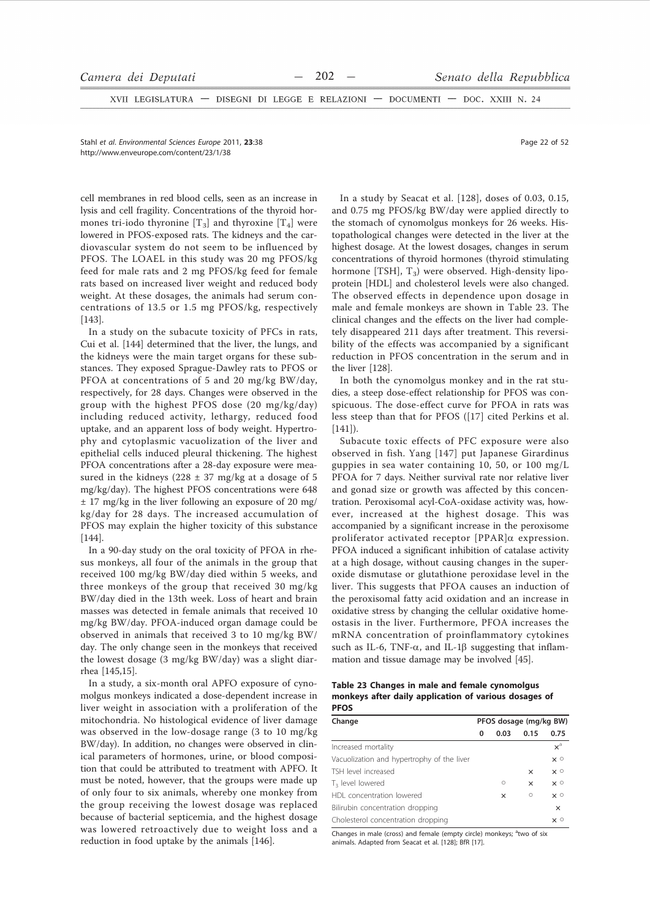cell membranes in red blood cells, seen as an increase in lysis and cell fragility. Concentrations of the thyroid hormones tri-iodo thyronine [$T_3$] and thyroxine [$T_4$] were lowered in PFOS-exposed rats. The kidneys and the cardiovascular system do not seem to be influenced by PFOS. The LOAEL in this study was 20 mg PFOS/kg feed for male rats and 2 mg PFOS/kg feed for female rats based on increased liver weight and reduced body weight. At these dosages, the animals had serum concentrations of 13.5 or 1.5 mg PFOS/kg, respectively [143].

In a study on the subacute toxicity of PFCs in rats, Cui et al. [144] determined that the liver, the lungs, and the kidneys were the main target organs for these substances. They exposed Sprague-Dawley rats to PFOS or PFOA at concentrations of 5 and 20 mg/kg BW/day, respectively, for 28 days. Changes were observed in the group with the highest PFOS dose (20 mg/kg/day) including reduced activity, lethargy, reduced food uptake, and an apparent loss of body weight. Hypertrophy and cytoplasmic vacuolization of the liver and epithelial cells induced pleural thickening. The highest PFOA concentrations after a 28-day exposure were measured in the kidneys (228 ± 37 mg/kg at a dosage of 5 mg/kg/day). The highest PFOS concentrations were 648 ± 17 mg/kg in the liver following an exposure of 20 mg/kg/day for 28 days. The increased accumulation of PFOS may explain the higher toxicity of this substance [144].

In a 90-day study on the oral toxicity of PFOA in rhesus monkeys, all four of the animals in the group that received 100 mg/kg BW/day died within 5 weeks, and three monkeys of the group that received 30 mg/kg BW/day died in the 13th week. Loss of heart and brain masses was detected in female animals that received 10 mg/kg BW/day. PFOA-induced organ damage could be observed in animals that received 3 to 10 mg/kg BW/day. The only change seen in the monkeys that received the lowest dosage (3 mg/kg BW/day) was a slight diarrhea [145,15].

In a study, a six-month oral APFO exposure of cynomolgus monkeys indicated a dose-dependent increase in liver weight in association with a proliferation of the mitochondria. No histological evidence of liver damage was observed in the low-dosage range (3 to 10 mg/kg BW/day). In addition, no changes were observed in clinical parameters of hormones, urine, or blood composition that could be attributed to treatment with APFO. It must be noted, however, that the groups were made up of only four to six animals, whereby one monkey from the group receiving the lowest dosage was replaced because of bacterial septicemia, and the highest dosage was lowered retroactively due to weight loss and a reduction in food uptake by the animals [146].

In a study by Seacat et al. [128], doses of 0.03, 0.15, and 0.75 mg PFOS/kg BW/day were applied directly to the stomach of cynomolgus monkeys for 26 weeks. Histopathological changes were detected in the liver at the highest dosage. At the lowest dosages, changes in serum concentrations of thyroid hormones (thyroid stimulating hormone [TSH], $T_3$) were observed. High-density lipoprotein [HDL] and cholesterol levels were also changed. The observed effects in dependence upon dosage in male and female monkeys are shown in Table 23. The clinical changes and the effects on the liver had completely disappeared 211 days after treatment. This reversibility of the effects was accompanied by a significant reduction in PFOS concentration in the serum and in the liver [128].

In both the cynomolgus monkey and in the rat studies, a steep dose-effect relationship for PFOS was conspicuous. The dose-effect curve for PFOA in rats was less steep than that for PFOS ([17] cited Perkins et al. [141]).

Subacute toxic effects of PFC exposure were also observed in fish. Yang [147] put Japanese Girardinus guppies in sea water containing 10, 50, or 100 mg/L PFOA for 7 days. Neither survival rate nor relative liver and gonad size or growth was affected by this concentration. Peroxisomal acyl-CoA-oxidase activity was, however, increased at the highest dosage. This was accompanied by a significant increase in the peroxisome proliferator activated receptor [PPAR]α expression. PFOA induced a significant inhibition of catalase activity at a high dosage, without causing changes in the superoxide dismutase or glutathione peroxidase level in the liver. This suggests that PFOA causes an induction of the peroxisomal fatty acid oxidation and an increase in oxidative stress by changing the cellular oxidative homeostasis in the liver. Furthermore, PFOA increases the mRNA concentration of proinflammatory cytokines such as IL-6, TNF-α, and IL-1β suggesting that inflammation and tissue damage may be involved [45].

**Table 23 Changes in male and female cynomolgus monkeys after daily application of various dosages of PFOS**

| Change | PFOS dosage (mg/kg BW) | | | |
|---|---|---|---|---|
| | 0 | 0.03 | 0.15 | 0.75 |
| Increased mortality | | | | ×[a] |
| Vacuolization and hypertrophy of the liver | | | | × ○ |
| TSH level increased | | | × | × ○ |
| $T_3$ level lowered | | ○ | × | × ○ |
| HDL concentration lowered | | × | ○ | × ○ |
| Bilirubin concentration dropping | | | | × |
| Cholesterol concentration dropping | | | | × ○ |

Changes in male (cross) and female (empty circle) monkeys; [a]two of six animals. Adapted from Seacat et al. [128]; BfR [17].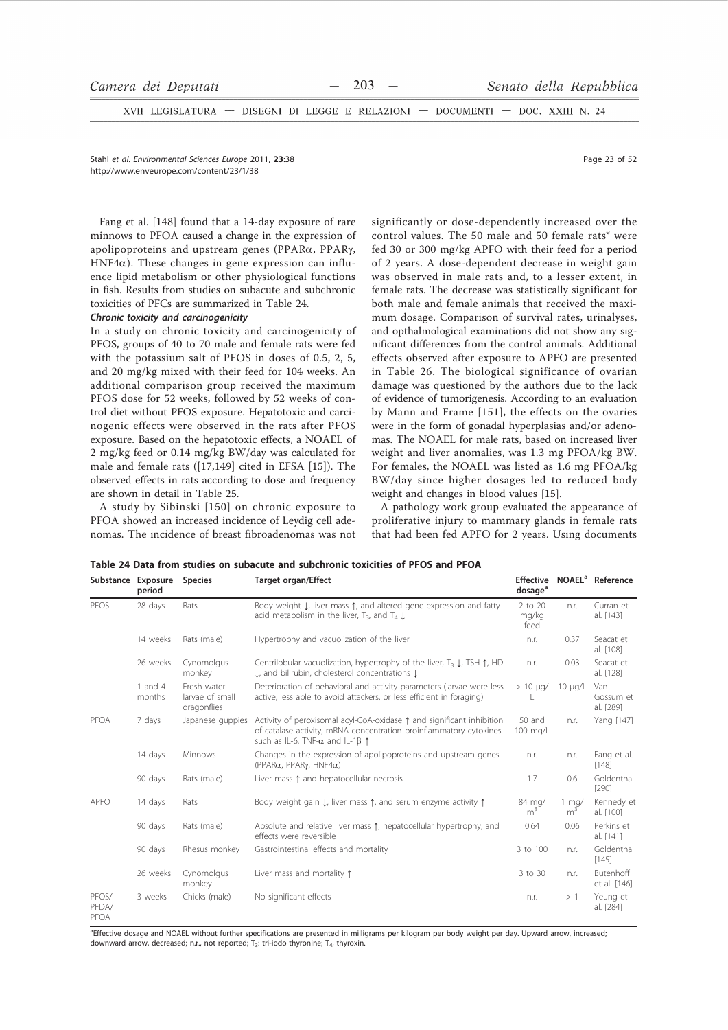Fang et al. [148] found that a 14-day exposure of rare minnows to PFOA caused a change in the expression of apolipoproteins and upstream genes (PPARα, PPARγ, HNF4α). These changes in gene expression can influence lipid metabolism or other physiological functions in fish. Results from studies on subacute and subchronic toxicities of PFCs are summarized in Table 24.

***Chronic toxicity and carcinogenicity***

In a study on chronic toxicity and carcinogenicity of PFOS, groups of 40 to 70 male and female rats were fed with the potassium salt of PFOS in doses of 0.5, 2, 5, and 20 mg/kg mixed with their feed for 104 weeks. An additional comparison group received the maximum PFOS dose for 52 weeks, followed by 52 weeks of control diet without PFOS exposure. Hepatotoxic and carcinogenic effects were observed in the rats after PFOS exposure. Based on the hepatotoxic effects, a NOAEL of 2 mg/kg feed or 0.14 mg/kg BW/day was calculated for male and female rats ([17,149] cited in EFSA [15]). The observed effects in rats according to dose and frequency are shown in detail in Table 25.

A study by Sibinski [150] on chronic exposure to PFOA showed an increased incidence of Leydig cell adenomas. The incidence of breast fibroadenomas was not significantly or dose-dependently increased over the control values. The 50 male and 50 female rats[e] were fed 30 or 300 mg/kg APFO with their feed for a period of 2 years. A dose-dependent decrease in weight gain was observed in male rats and, to a lesser extent, in female rats. The decrease was statistically significant for both male and female animals that received the maximum dosage. Comparison of survival rates, urinalyses, and opthalmological examinations did not show any significant differences from the control animals. Additional effects observed after exposure to APFO are presented in Table 26. The biological significance of ovarian damage was questioned by the authors due to the lack of evidence of tumorigenesis. According to an evaluation by Mann and Frame [151], the effects on the ovaries were in the form of gonadal hyperplasias and/or adenomas. The NOAEL for male rats, based on increased liver weight and liver anomalies, was 1.3 mg PFOA/kg BW. For females, the NOAEL was listed as 1.6 mg PFOA/kg BW/day since higher dosages led to reduced body weight and changes in blood values [15].

A pathology work group evaluated the appearance of proliferative injury to mammary glands in female rats that had been fed APFO for 2 years. Using documents

**Table 24 Data from studies on subacute and subchronic toxicities of PFOS and PFOA**

| Substance | Exposure period | Species | Target organ/Effect | Effective dosage[a] | NOAEL[a] | Reference |
|---|---|---|---|---|---|---|
| PFOS | 28 days | Rats | Body weight ↓, liver mass ↑, and altered gene expression and fatty acid metabolism in the liver, $T_3$, and $T_4$ ↓ | 2 to 20 mg/kg feed | n.r. | Curran et al. [143] |
| | 14 weeks | Rats (male) | Hypertrophy and vacuolization of the liver | n.r. | 0.37 | Seacat et al. [108] |
| | 26 weeks | Cynomolgus monkey | Centrilobular vacuolization, hypertrophy of the liver, $T_3$ ↓, TSH ↑, HDL ↓, and bilirubin, cholesterol concentrations ↓ | n.r. | 0.03 | Seacat et al. [128] |
| | 1 and 4 months | Fresh water larvae of small dragonflies | Deterioration of behavioral and activity parameters (larvae were less active, less able to avoid attackers, or less efficient in foraging) | > 10 μg/L | 10 μg/L | Van Gossum et al. [289] |
| PFOA | 7 days | Japanese guppies | Activity of peroxisomal acyl-CoA-oxidase ↑ and significant inhibition of catalase activity, mRNA concentration proinflammatory cytokines such as IL-6, TNF-α and IL-1β ↑ | 50 and 100 mg/L | n.r. | Yang [147] |
| | 14 days | Minnows | Changes in the expression of apolipoproteins and upstream genes (PPARα, PPARγ, HNF4α) | n.r. | n.r. | Fang et al. [148] |
| | 90 days | Rats (male) | Liver mass ↑ and hepatocellular necrosis | 1.7 | 0.6 | Goldenthal [290] |
| APFO | 14 days | Rats | Body weight gain ↓, liver mass ↑, and serum enzyme activity ↑ | 84 mg/$m^3$ | 1 mg/$m^3$ | Kennedy et al. [100] |
| | 90 days | Rats (male) | Absolute and relative liver mass ↑, hepatocellular hypertrophy, and effects were reversible | 0.64 | 0.06 | Perkins et al. [141] |
| | 90 days | Rhesus monkey | Gastrointestinal effects and mortality | 3 to 100 | n.r. | Goldenthal [145] |
| | 26 weeks | Cynomolgus monkey | Liver mass and mortality ↑ | 3 to 30 | n.r. | Butenhoff et al. [146] |
| PFOS/ PFDA/ PFOA | 3 weeks | Chicks (male) | No significant effects | n.r. | > 1 | Yeung et al. [284] |

[a]Effective dosage and NOAEL without further specifications are presented in milligrams per kilogram per body weight per day. Upward arrow, increased; downward arrow, decreased; n.r., not reported; $T_3$: tri-iodo thyronine; $T_4$, thyroxin.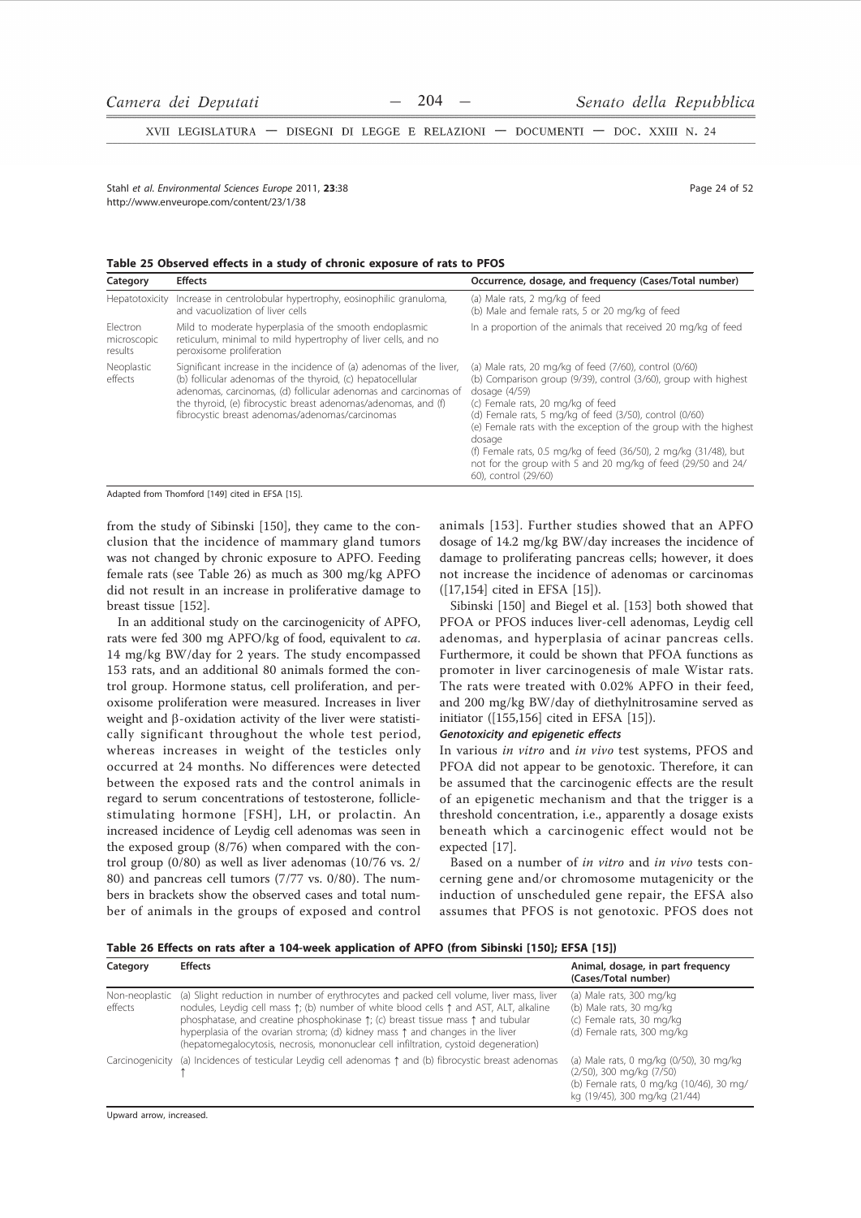**Table 25 Observed effects in a study of chronic exposure of rats to PFOS**

| Category | Effects | Occurrence, dosage, and frequency (Cases/Total number) |
|---|---|---|
| Hepatotoxicity | Increase in centrolobular hypertrophy, eosinophilic granuloma, and vacuolization of liver cells | (a) Male rats, 2 mg/kg of feed<br>(b) Male and female rats, 5 or 20 mg/kg of feed |
| Electron microscopic results | Mild to moderate hyperplasia of the smooth endoplasmic reticulum, minimal to mild hypertrophy of liver cells, and no peroxisome proliferation | In a proportion of the animals that received 20 mg/kg of feed |
| Neoplastic effects | Significant increase in the incidence of (a) adenomas of the liver, (b) follicular adenomas of the thyroid, (c) hepatocellular adenomas, carcinomas, (d) follicular adenomas and carcinomas of the thyroid, (e) fibrocystic breast adenomas/adenomas, and (f) fibrocystic breast adenomas/adenomas/carcinomas | (a) Male rats, 20 mg/kg of feed (7/60), control (0/60)<br>(b) Comparison group (9/39), control (3/60), group with highest dosage (4/59)<br>(c) Female rats, 20 mg/kg of feed<br>(d) Female rats, 5 mg/kg of feed (3/50), control (0/60)<br>(e) Female rats with the exception of the group with the highest dosage<br>(f) Female rats, 0.5 mg/kg of feed (36/50), 2 mg/kg (31/48), but not for the group with 5 and 20 mg/kg of feed (29/50 and 24/60), control (29/60) |

Adapted from Thomford [149] cited in EFSA [15].

from the study of Sibinski [150], they came to the conclusion that the incidence of mammary gland tumors was not changed by chronic exposure to APFO. Feeding female rats (see Table 26) as much as 300 mg/kg APFO did not result in an increase in proliferative damage to breast tissue [152].

In an additional study on the carcinogenicity of APFO, rats were fed 300 mg APFO/kg of food, equivalent to *ca.* 14 mg/kg BW/day for 2 years. The study encompassed 153 rats, and an additional 80 animals formed the control group. Hormone status, cell proliferation, and peroxisome proliferation were measured. Increases in liver weight and β-oxidation activity of the liver were statistically significant throughout the whole test period, whereas increases in weight of the testicles only occurred at 24 months. No differences were detected between the exposed rats and the control animals in regard to serum concentrations of testosterone, follicle-stimulating hormone [FSH], LH, or prolactin. An increased incidence of Leydig cell adenomas was seen in the exposed group (8/76) when compared with the control group (0/80) as well as liver adenomas (10/76 vs. 2/80) and pancreas cell tumors (7/77 vs. 0/80). The numbers in brackets show the observed cases and total number of animals in the groups of exposed and control animals [153]. Further studies showed that an APFO dosage of 14.2 mg/kg BW/day increases the incidence of damage to proliferating pancreas cells; however, it does not increase the incidence of adenomas or carcinomas ([17,154] cited in EFSA [15]).

Sibinski [150] and Biegel et al. [153] both showed that PFOA or PFOS induces liver-cell adenomas, Leydig cell adenomas, and hyperplasia of acinar pancreas cells. Furthermore, it could be shown that PFOA functions as promoter in liver carcinogenesis of male Wistar rats. The rats were treated with 0.02% APFO in their feed, and 200 mg/kg BW/day of diethylnitrosamine served as initiator ([155,156] cited in EFSA [15]).

#### *Genotoxicity and epigenetic effects*

In various *in vitro* and *in vivo* test systems, PFOS and PFOA did not appear to be genotoxic. Therefore, it can be assumed that the carcinogenic effects are the result of an epigenetic mechanism and that the trigger is a threshold concentration, i.e., apparently a dosage exists beneath which a carcinogenic effect would not be expected [17].

Based on a number of *in vitro* and *in vivo* tests concerning gene and/or chromosome mutagenicity or the induction of unscheduled gene repair, the EFSA also assumes that PFOS is not genotoxic. PFOS does not

**Table 26 Effects on rats after a 104-week application of APFO (from Sibinski [150]; EFSA [15])**

| Category | Effects | Animal, dosage, in part frequency (Cases/Total number) |
|---|---|---|
| Non-neoplastic effects | (a) Slight reduction in number of erythrocytes and packed cell volume, liver mass, liver nodules, Leydig cell mass ↑; (b) number of white blood cells ↑ and AST, ALT, alkaline phosphatase, and creatine phosphokinase ↑; (c) breast tissue mass ↑ and tubular hyperplasia of the ovarian stroma; (d) kidney mass ↑ and changes in the liver (hepatomegalocytosis, necrosis, mononuclear cell infiltration, cystoid degeneration) | (a) Male rats, 300 mg/kg<br>(b) Male rats, 30 mg/kg<br>(c) Female rats, 30 mg/kg<br>(d) Female rats, 300 mg/kg |
| Carcinogenicity | (a) Incidences of testicular Leydig cell adenomas ↑ and (b) fibrocystic breast adenomas ↑ | (a) Male rats, 0 mg/kg (0/50), 30 mg/kg (2/50), 300 mg/kg (7/50)<br>(b) Female rats, 0 mg/kg (10/46), 30 mg/kg (19/45), 300 mg/kg (21/44) |

Upward arrow, increased.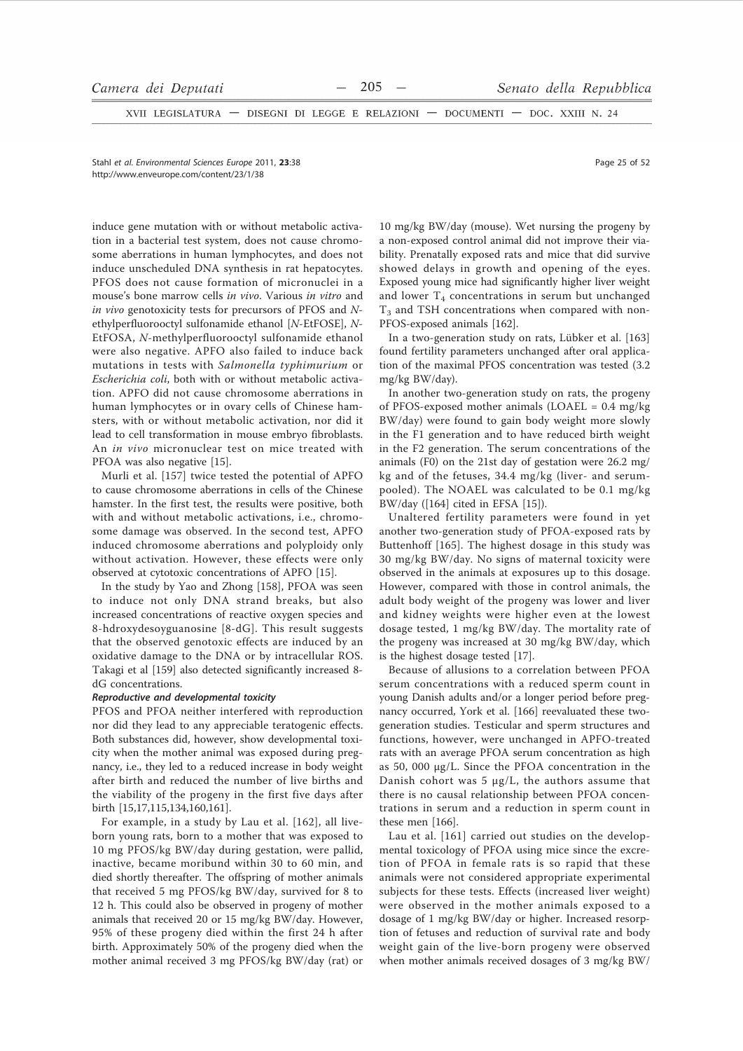induce gene mutation with or without metabolic activation in a bacterial test system, does not cause chromosome aberrations in human lymphocytes, and does not induce unscheduled DNA synthesis in rat hepatocytes. PFOS does not cause formation of micronuclei in a mouse's bone marrow cells *in vivo*. Various *in vitro* and *in vivo* genotoxicity tests for precursors of PFOS and *N*-ethylperfluorooctyl sulfonamide ethanol [*N*-EtFOSE], *N*-EtFOSA, *N*-methylperfluorooctyl sulfonamide ethanol were also negative. APFO also failed to induce back mutations in tests with *Salmonella typhimurium* or *Escherichia coli*, both with or without metabolic activation. APFO did not cause chromosome aberrations in human lymphocytes or in ovary cells of Chinese hamsters, with or without metabolic activation, nor did it lead to cell transformation in mouse embryo fibroblasts. An *in vivo* micronuclear test on mice treated with PFOA was also negative [15].

Murli et al. [157] twice tested the potential of APFO to cause chromosome aberrations in cells of the Chinese hamster. In the first test, the results were positive, both with and without metabolic activations, i.e., chromosome damage was observed. In the second test, APFO induced chromosome aberrations and polyploidy only without activation. However, these effects were only observed at cytotoxic concentrations of APFO [15].

In the study by Yao and Zhong [158], PFOA was seen to induce not only DNA strand breaks, but also increased concentrations of reactive oxygen species and 8-hdroxydesoyguanosine [8-dG]. This result suggests that the observed genotoxic effects are induced by an oxidative damage to the DNA or by intracellular ROS. Takagi et al [159] also detected significantly increased 8-dG concentrations.

***Reproductive and developmental toxicity***

PFOS and PFOA neither interfered with reproduction nor did they lead to any appreciable teratogenic effects. Both substances did, however, show developmental toxicity when the mother animal was exposed during pregnancy, i.e., they led to a reduced increase in body weight after birth and reduced the number of live births and the viability of the progeny in the first five days after birth [15,17,115,134,160,161].

For example, in a study by Lau et al. [162], all live-born young rats, born to a mother that was exposed to 10 mg PFOS/kg BW/day during gestation, were pallid, inactive, became moribund within 30 to 60 min, and died shortly thereafter. The offspring of mother animals that received 5 mg PFOS/kg BW/day, survived for 8 to 12 h. This could also be observed in progeny of mother animals that received 20 or 15 mg/kg BW/day. However, 95% of these progeny died within the first 24 h after birth. Approximately 50% of the progeny died when the mother animal received 3 mg PFOS/kg BW/day (rat) or 10 mg/kg BW/day (mouse). Wet nursing the progeny by a non-exposed control animal did not improve their viability. Prenatally exposed rats and mice that did survive showed delays in growth and opening of the eyes. Exposed young mice had significantly higher liver weight and lower $T_4$ concentrations in serum but unchanged $T_3$ and TSH concentrations when compared with non-PFOS-exposed animals [162].

In a two-generation study on rats, Lübker et al. [163] found fertility parameters unchanged after oral application of the maximal PFOS concentration was tested (3.2 mg/kg BW/day).

In another two-generation study on rats, the progeny of PFOS-exposed mother animals (LOAEL = 0.4 mg/kg BW/day) were found to gain body weight more slowly in the F1 generation and to have reduced birth weight in the F2 generation. The serum concentrations of the animals (F0) on the 21st day of gestation were 26.2 mg/kg and of the fetuses, 34.4 mg/kg (liver- and serum-pooled). The NOAEL was calculated to be 0.1 mg/kg BW/day ([164] cited in EFSA [15]).

Unaltered fertility parameters were found in yet another two-generation study of PFOA-exposed rats by Buttenhoff [165]. The highest dosage in this study was 30 mg/kg BW/day. No signs of maternal toxicity were observed in the animals at exposures up to this dosage. However, compared with those in control animals, the adult body weight of the progeny was lower and liver and kidney weights were higher even at the lowest dosage tested, 1 mg/kg BW/day. The mortality rate of the progeny was increased at 30 mg/kg BW/day, which is the highest dosage tested [17].

Because of allusions to a correlation between PFOA serum concentrations with a reduced sperm count in young Danish adults and/or a longer period before pregnancy occurred, York et al. [166] reevaluated these two-generation studies. Testicular and sperm structures and functions, however, were unchanged in APFO-treated rats with an average PFOA serum concentration as high as 50, 000 μg/L. Since the PFOA concentration in the Danish cohort was 5 μg/L, the authors assume that there is no causal relationship between PFOA concentrations in serum and a reduction in sperm count in these men [166].

Lau et al. [161] carried out studies on the developmental toxicology of PFOA using mice since the excretion of PFOA in female rats is so rapid that these animals were not considered appropriate experimental subjects for these tests. Effects (increased liver weight) were observed in the mother animals exposed to a dosage of 1 mg/kg BW/day or higher. Increased resorption of fetuses and reduction of survival rate and body weight gain of the live-born progeny were observed when mother animals received dosages of 3 mg/kg BW/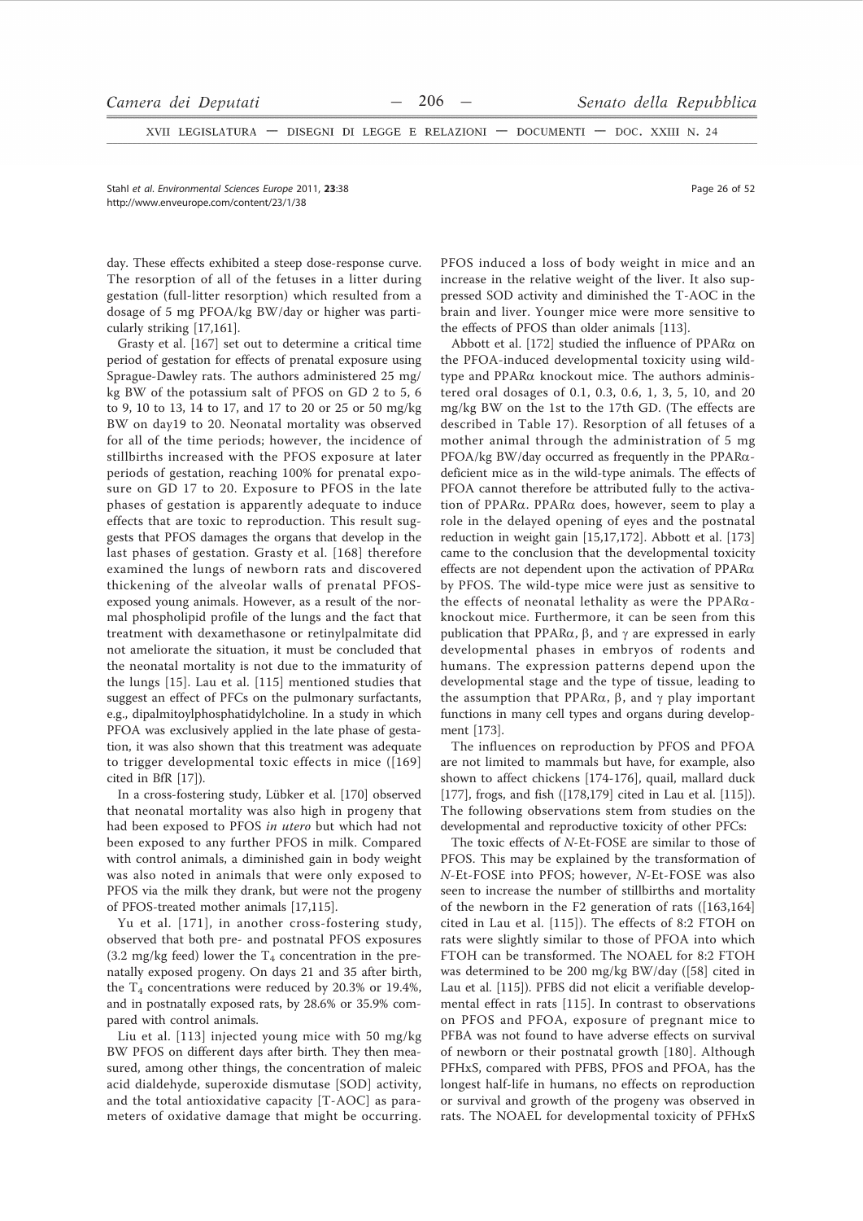day. These effects exhibited a steep dose-response curve. The resorption of all of the fetuses in a litter during gestation (full-litter resorption) which resulted from a dosage of 5 mg PFOA/kg BW/day or higher was particularly striking [17,161].

Grasty et al. [167] set out to determine a critical time period of gestation for effects of prenatal exposure using Sprague-Dawley rats. The authors administered 25 mg/kg BW of the potassium salt of PFOS on GD 2 to 5, 6 to 9, 10 to 13, 14 to 17, and 17 to 20 or 25 or 50 mg/kg BW on day19 to 20. Neonatal mortality was observed for all of the time periods; however, the incidence of stillbirths increased with the PFOS exposure at later periods of gestation, reaching 100% for prenatal exposure on GD 17 to 20. Exposure to PFOS in the late phases of gestation is apparently adequate to induce effects that are toxic to reproduction. This result suggests that PFOS damages the organs that develop in the last phases of gestation. Grasty et al. [168] therefore examined the lungs of newborn rats and discovered thickening of the alveolar walls of prenatal PFOS-exposed young animals. However, as a result of the normal phospholipid profile of the lungs and the fact that treatment with dexamethasone or retinylpalmitate did not ameliorate the situation, it must be concluded that the neonatal mortality is not due to the immaturity of the lungs [15]. Lau et al. [115] mentioned studies that suggest an effect of PFCs on the pulmonary surfactants, e.g., dipalmitoylphosphatidylcholine. In a study in which PFOA was exclusively applied in the late phase of gestation, it was also shown that this treatment was adequate to trigger developmental toxic effects in mice ([169] cited in BfR [17]).

In a cross-fostering study, Lübker et al. [170] observed that neonatal mortality was also high in progeny that had been exposed to PFOS *in utero* but which had not been exposed to any further PFOS in milk. Compared with control animals, a diminished gain in body weight was also noted in animals that were only exposed to PFOS via the milk they drank, but were not the progeny of PFOS-treated mother animals [17,115].

Yu et al. [171], in another cross-fostering study, observed that both pre- and postnatal PFOS exposures (3.2 mg/kg feed) lower the $T_4$ concentration in the prenatally exposed progeny. On days 21 and 35 after birth, the $T_4$ concentrations were reduced by 20.3% or 19.4%, and in postnatally exposed rats, by 28.6% or 35.9% compared with control animals.

Liu et al. [113] injected young mice with 50 mg/kg BW PFOS on different days after birth. They then measured, among other things, the concentration of maleic acid dialdehyde, superoxide dismutase [SOD] activity, and the total antioxidative capacity [T-AOC] as parameters of oxidative damage that might be occurring. PFOS induced a loss of body weight in mice and an increase in the relative weight of the liver. It also suppressed SOD activity and diminished the T-AOC in the brain and liver. Younger mice were more sensitive to the effects of PFOS than older animals [113].

Abbott et al. [172] studied the influence of PPARα on the PFOA-induced developmental toxicity using wild-type and PPARα knockout mice. The authors administered oral dosages of 0.1, 0.3, 0.6, 1, 3, 5, 10, and 20 mg/kg BW on the 1st to the 17th GD. (The effects are described in Table 17). Resorption of all fetuses of a mother animal through the administration of 5 mg PFOA/kg BW/day occurred as frequently in the PPARα-deficient mice as in the wild-type animals. The effects of PFOA cannot therefore be attributed fully to the activation of PPARα. PPARα does, however, seem to play a role in the delayed opening of eyes and the postnatal reduction in weight gain [15,17,172]. Abbott et al. [173] came to the conclusion that the developmental toxicity effects are not dependent upon the activation of PPARα by PFOS. The wild-type mice were just as sensitive to the effects of neonatal lethality as were the PPARα-knockout mice. Furthermore, it can be seen from this publication that PPARα, β, and γ are expressed in early developmental phases in embryos of rodents and humans. The expression patterns depend upon the developmental stage and the type of tissue, leading to the assumption that PPARα, β, and γ play important functions in many cell types and organs during development [173].

The influences on reproduction by PFOS and PFOA are not limited to mammals but have, for example, also shown to affect chickens [174-176], quail, mallard duck [177], frogs, and fish ([178,179] cited in Lau et al. [115]). The following observations stem from studies on the developmental and reproductive toxicity of other PFCs:

The toxic effects of *N*-Et-FOSE are similar to those of PFOS. This may be explained by the transformation of *N*-Et-FOSE into PFOS; however, *N*-Et-FOSE was also seen to increase the number of stillbirths and mortality of the newborn in the F2 generation of rats ([163,164] cited in Lau et al. [115]). The effects of 8:2 FTOH on rats were slightly similar to those of PFOA into which FTOH can be transformed. The NOAEL for 8:2 FTOH was determined to be 200 mg/kg BW/day ([58] cited in Lau et al. [115]). PFBS did not elicit a verifiable developmental effect in rats [115]. In contrast to observations on PFOS and PFOA, exposure of pregnant mice to PFBA was not found to have adverse effects on survival of newborn or their postnatal growth [180]. Although PFHxS, compared with PFBS, PFOS and PFOA, has the longest half-life in humans, no effects on reproduction or survival and growth of the progeny was observed in rats. The NOAEL for developmental toxicity of PFHxS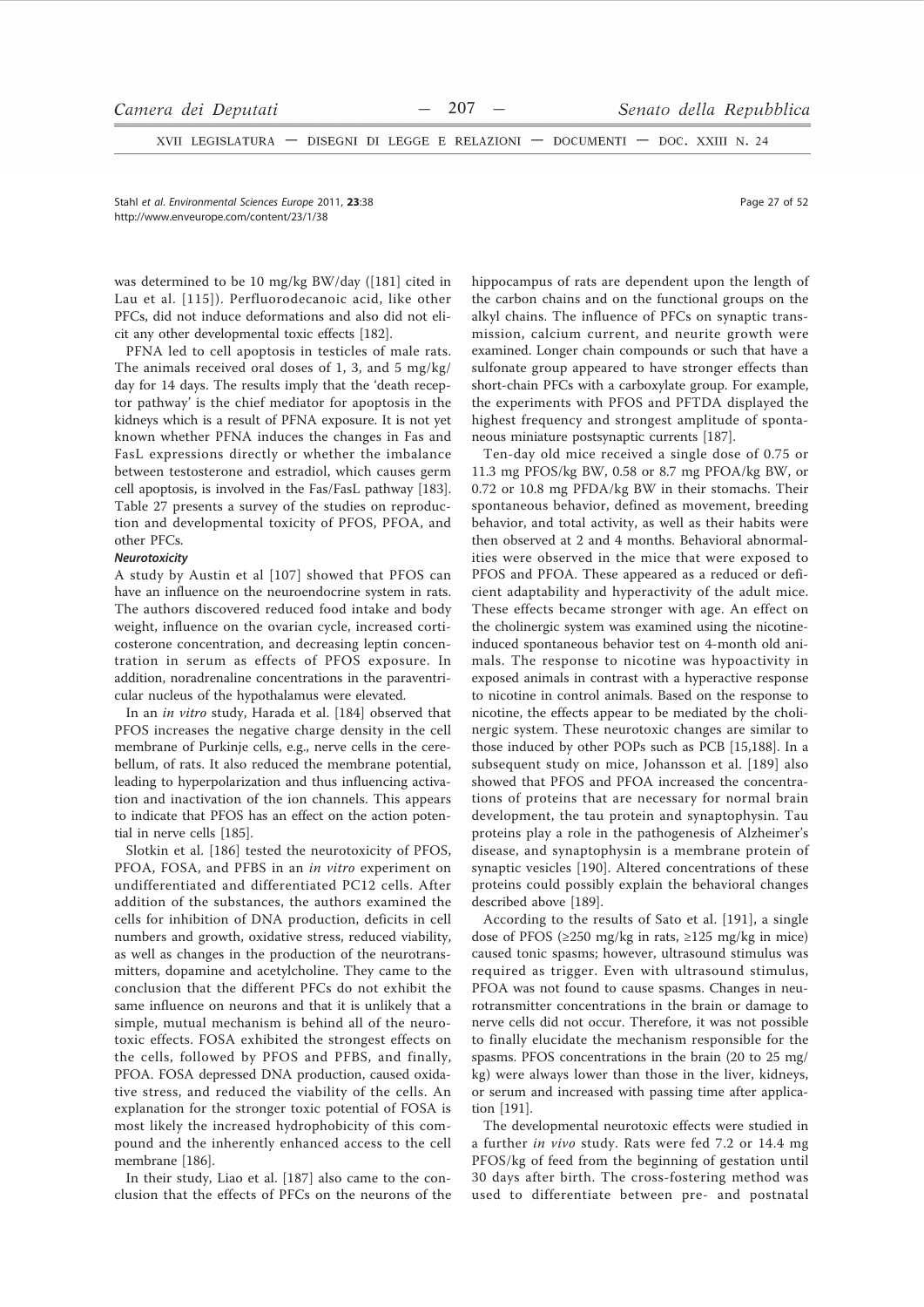was determined to be 10 mg/kg BW/day ([181] cited in Lau et al. [115]). Perfluorodecanoic acid, like other PFCs, did not induce deformations and also did not elicit any other developmental toxic effects [182].

PFNA led to cell apoptosis in testicles of male rats. The animals received oral doses of 1, 3, and 5 mg/kg/day for 14 days. The results imply that the 'death receptor pathway' is the chief mediator for apoptosis in the kidneys which is a result of PFNA exposure. It is not yet known whether PFNA induces the changes in Fas and FasL expressions directly or whether the imbalance between testosterone and estradiol, which causes germ cell apoptosis, is involved in the Fas/FasL pathway [183]. Table 27 presents a survey of the studies on reproduction and developmental toxicity of PFOS, PFOA, and other PFCs.

***Neurotoxicity***

A study by Austin et al [107] showed that PFOS can have an influence on the neuroendocrine system in rats. The authors discovered reduced food intake and body weight, influence on the ovarian cycle, increased corticosterone concentration, and decreasing leptin concentration in serum as effects of PFOS exposure. In addition, noradrenaline concentrations in the paraventricular nucleus of the hypothalamus were elevated.

In an *in vitro* study, Harada et al. [184] observed that PFOS increases the negative charge density in the cell membrane of Purkinje cells, e.g., nerve cells in the cerebellum, of rats. It also reduced the membrane potential, leading to hyperpolarization and thus influencing activation and inactivation of the ion channels. This appears to indicate that PFOS has an effect on the action potential in nerve cells [185].

Slotkin et al. [186] tested the neurotoxicity of PFOS, PFOA, FOSA, and PFBS in an *in vitro* experiment on undifferentiated and differentiated PC12 cells. After addition of the substances, the authors examined the cells for inhibition of DNA production, deficits in cell numbers and growth, oxidative stress, reduced viability, as well as changes in the production of the neurotransmitters, dopamine and acetylcholine. They came to the conclusion that the different PFCs do not exhibit the same influence on neurons and that it is unlikely that a simple, mutual mechanism is behind all of the neurotoxic effects. FOSA exhibited the strongest effects on the cells, followed by PFOS and PFBS, and finally, PFOA. FOSA depressed DNA production, caused oxidative stress, and reduced the viability of the cells. An explanation for the stronger toxic potential of FOSA is most likely the increased hydrophobicity of this compound and the inherently enhanced access to the cell membrane [186].

In their study, Liao et al. [187] also came to the conclusion that the effects of PFCs on the neurons of the hippocampus of rats are dependent upon the length of the carbon chains and on the functional groups on the alkyl chains. The influence of PFCs on synaptic transmission, calcium current, and neurite growth were examined. Longer chain compounds or such that have a sulfonate group appeared to have stronger effects than short-chain PFCs with a carboxylate group. For example, the experiments with PFOS and PFTDA displayed the highest frequency and strongest amplitude of spontaneous miniature postsynaptic currents [187].

Ten-day old mice received a single dose of 0.75 or 11.3 mg PFOS/kg BW, 0.58 or 8.7 mg PFOA/kg BW, or 0.72 or 10.8 mg PFDA/kg BW in their stomachs. Their spontaneous behavior, defined as movement, breeding behavior, and total activity, as well as their habits were then observed at 2 and 4 months. Behavioral abnormalities were observed in the mice that were exposed to PFOS and PFOA. These appeared as a reduced or deficient adaptability and hyperactivity of the adult mice. These effects became stronger with age. An effect on the cholinergic system was examined using the nicotine-induced spontaneous behavior test on 4-month old animals. The response to nicotine was hypoactivity in exposed animals in contrast with a hyperactive response to nicotine in control animals. Based on the response to nicotine, the effects appear to be mediated by the cholinergic system. These neurotoxic changes are similar to those induced by other POPs such as PCB [15,188]. In a subsequent study on mice, Johansson et al. [189] also showed that PFOS and PFOA increased the concentrations of proteins that are necessary for normal brain development, the tau protein and synaptophysin. Tau proteins play a role in the pathogenesis of Alzheimer's disease, and synaptophysin is a membrane protein of synaptic vesicles [190]. Altered concentrations of these proteins could possibly explain the behavioral changes described above [189].

According to the results of Sato et al. [191], a single dose of PFOS (≥250 mg/kg in rats, ≥125 mg/kg in mice) caused tonic spasms; however, ultrasound stimulus was required as trigger. Even with ultrasound stimulus, PFOA was not found to cause spasms. Changes in neurotransmitter concentrations in the brain or damage to nerve cells did not occur. Therefore, it was not possible to finally elucidate the mechanism responsible for the spasms. PFOS concentrations in the brain (20 to 25 mg/kg) were always lower than those in the liver, kidneys, or serum and increased with passing time after application [191].

The developmental neurotoxic effects were studied in a further *in vivo* study. Rats were fed 7.2 or 14.4 mg PFOS/kg of feed from the beginning of gestation until 30 days after birth. The cross-fostering method was used to differentiate between pre- and postnatal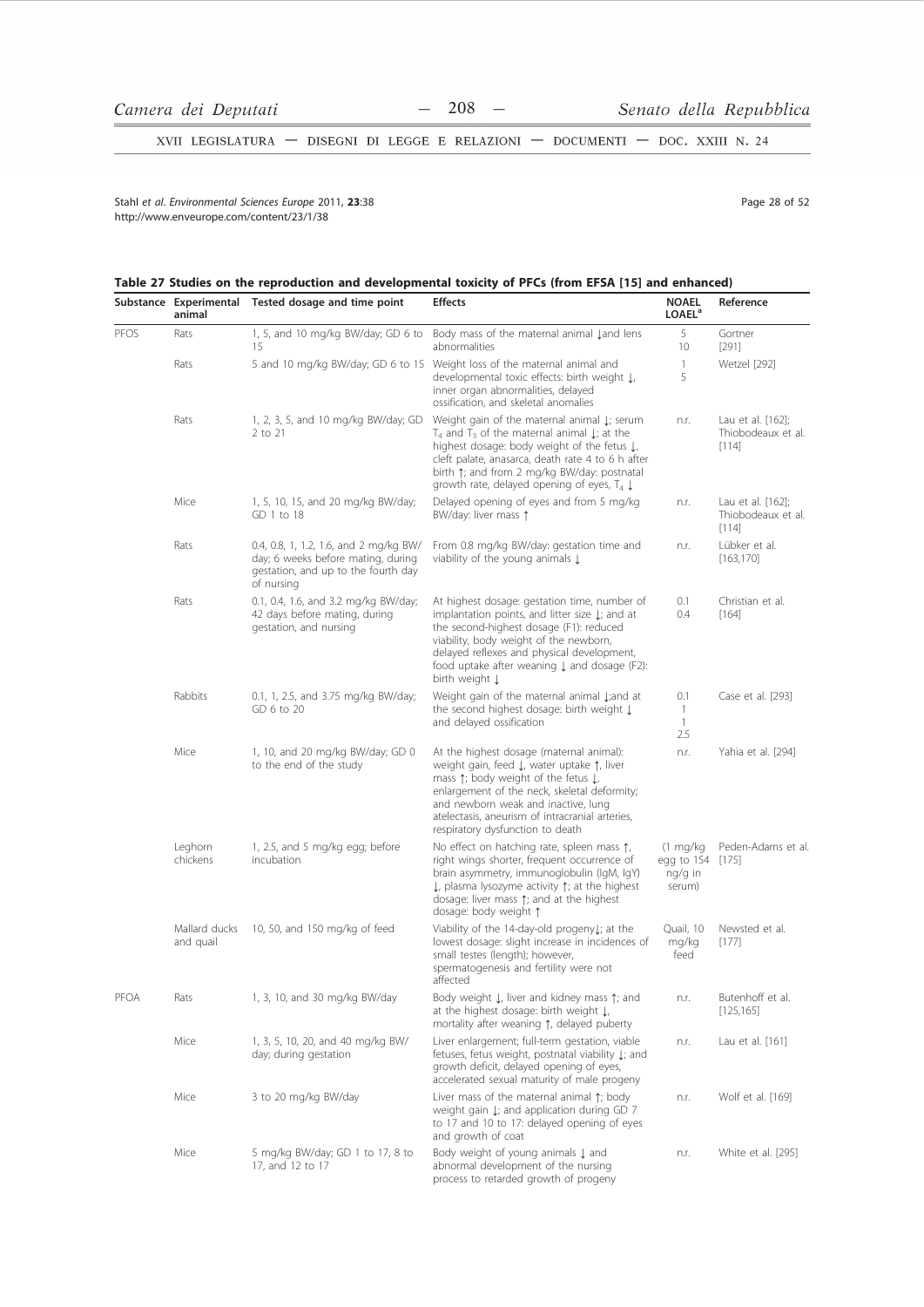**Table 27 Studies on the reproduction and developmental toxicity of PFCs (from EFSA [15] and enhanced)**

| Substance | Experimental animal | Tested dosage and time point | Effects | NOAEL LOAEL[a] | Reference |
|---|---|---|---|---|---|
| PFOS | Rats | 1, 5, and 10 mg/kg BW/day; GD 6 to 15 | Body mass of the maternal animal ↓and lens abnormalities | 5 10 | Gortner [291] |
| | Rats | 5 and 10 mg/kg BW/day; GD 6 to 15 | Weight loss of the maternal animal and developmental toxic effects: birth weight ↓, inner organ abnormalities, delayed ossification, and skeletal anomalies | 1 5 | Wetzel [292] |
| | Rats | 1, 2, 3, 5, and 10 mg/kg BW/day; GD 2 to 21 | Weight gain of the maternal animal ↓; serum $T_4$ and $T_3$ of the maternal animal ↓; at the highest dosage: body weight of the fetus ↓, cleft palate, anasarca, death rate 4 to 6 h after birth ↑; and from 2 mg/kg BW/day: postnatal growth rate, delayed opening of eyes, $T_4$ ↓ | n.r. | Lau et al. [162]; Thiobodeaux et al. [114] |
| | Mice | 1, 5, 10, 15, and 20 mg/kg BW/day; GD 1 to 18 | Delayed opening of eyes and from 5 mg/kg BW/day: liver mass ↑ | n.r. | Lau et al. [162]; Thiobodeaux et al. [114] |
| | Rats | 0.4, 0.8, 1, 1.2, 1.6, and 2 mg/kg BW/day; 6 weeks before mating, during gestation, and up to the fourth day of nursing | From 0.8 mg/kg BW/day: gestation time and viability of the young animals ↓ | n.r. | Lübker et al. [163,170] |
| | Rats | 0.1, 0.4, 1.6, and 3.2 mg/kg BW/day; 42 days before mating, during gestation, and nursing | At highest dosage: gestation time, number of implantation points, and litter size ↓; and at the second-highest dosage (F1): reduced viability, body weight of the newborn, delayed reflexes and physical development, food uptake after weaning ↓ and dosage (F2): birth weight ↓ | 0.1 0.4 | Christian et al. [164] |
| | Rabbits | 0.1, 1, 2.5, and 3.75 mg/kg BW/day; GD 6 to 20 | Weight gain of the maternal animal ↓;and at the second highest dosage: birth weight ↓ and delayed ossification | 0.1 1 1 2.5 | Case et al. [293] |
| | Mice | 1, 10, and 20 mg/kg BW/day; GD 0 to the end of the study | At the highest dosage (maternal animal): weight gain, feed ↓, water uptake ↑, liver mass ↑; body weight of the fetus ↓, enlargement of the neck, skeletal deformity; and newborn weak and inactive, lung atelectasis, aneurism of intracranial arteries, respiratory dysfunction to death | n.r. | Yahia et al. [294] |
| | Leghorn chickens | 1, 2.5, and 5 mg/kg egg; before incubation | No effect on hatching rate, spleen mass ↑, right wings shorter, frequent occurrence of brain asymmetry, immunoglobulin (IgM, IgY) ↓, plasma lysozyme activity ↑; at the highest dosage: liver mass ↑; and at the highest dosage: body weight ↑ | (1 mg/kg egg to 154 ng/g in serum) | Peden-Adams et al. [175] |
| | Mallard ducks and quail | 10, 50, and 150 mg/kg of feed | Viability of the 14-day-old progeny↓; at the lowest dosage: slight increase in incidences of small testes (length); however, spermatogenesis and fertility were not affected | Quail, 10 mg/kg feed | Newsted et al. [177] |
| PFOA | Rats | 1, 3, 10, and 30 mg/kg BW/day | Body weight ↓, liver and kidney mass ↑; and at the highest dosage: birth weight ↓, mortality after weaning ↑, delayed puberty | n.r. | Butenhoff et al. [125,165] |
| | Mice | 1, 3, 5, 10, 20, and 40 mg/kg BW/day; during gestation | Liver enlargement; full-term gestation, viable fetuses, fetus weight, postnatal viability ↓; and growth deficit, delayed opening of eyes, accelerated sexual maturity of male progeny | n.r. | Lau et al. [161] |
| | Mice | 3 to 20 mg/kg BW/day | Liver mass of the maternal animal ↑; body weight gain ↓; and application during GD 7 to 17 and 10 to 17: delayed opening of eyes and growth of coat | n.r. | Wolf et al. [169] |
| | Mice | 5 mg/kg BW/day; GD 1 to 17, 8 to 17, and 12 to 17 | Body weight of young animals ↓ and abnormal development of the nursing process to retarded growth of progeny | n.r. | White et al. [295] |